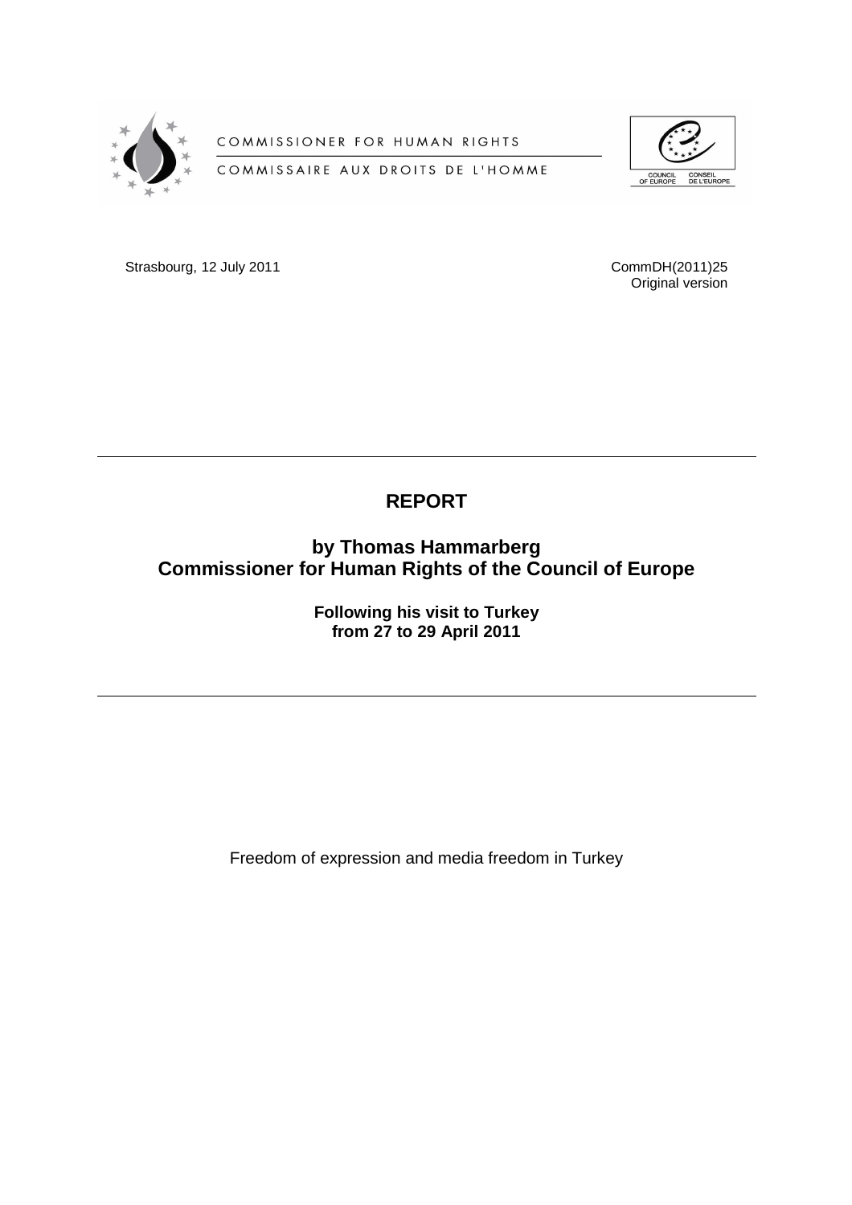COMMISSIONER FOR HUMAN RIGHTS

COMMISSAIRE AUX DROITS DE L'HOMME

COUNCIL OF EUROPE CONSEIL DE L'EUROPE

Strasbourg, 12 July 2011

CommDH(2011)25
Original version

---

# REPORT

## by Thomas Hammarberg
## Commissioner for Human Rights of the Council of Europe

**Following his visit to Turkey
from 27 to 29 April 2011**

---

Freedom of expression and media freedom in Turkey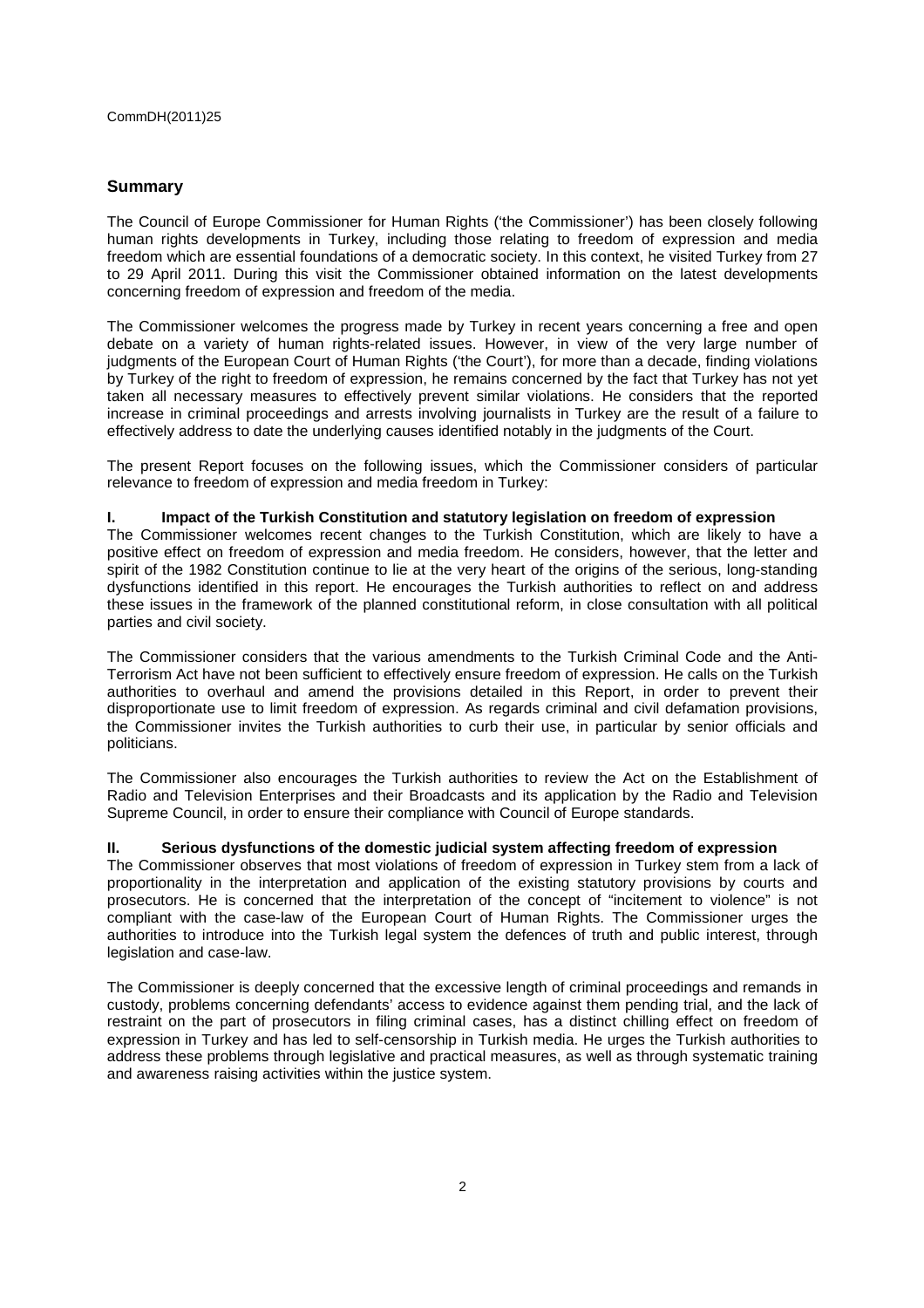## Summary

The Council of Europe Commissioner for Human Rights ('the Commissioner') has been closely following human rights developments in Turkey, including those relating to freedom of expression and media freedom which are essential foundations of a democratic society. In this context, he visited Turkey from 27 to 29 April 2011. During this visit the Commissioner obtained information on the latest developments concerning freedom of expression and freedom of the media.

The Commissioner welcomes the progress made by Turkey in recent years concerning a free and open debate on a variety of human rights-related issues. However, in view of the very large number of judgments of the European Court of Human Rights ('the Court'), for more than a decade, finding violations by Turkey of the right to freedom of expression, he remains concerned by the fact that Turkey has not yet taken all necessary measures to effectively prevent similar violations. He considers that the reported increase in criminal proceedings and arrests involving journalists in Turkey are the result of a failure to effectively address to date the underlying causes identified notably in the judgments of the Court.

The present Report focuses on the following issues, which the Commissioner considers of particular relevance to freedom of expression and media freedom in Turkey:

### I. Impact of the Turkish Constitution and statutory legislation on freedom of expression

The Commissioner welcomes recent changes to the Turkish Constitution, which are likely to have a positive effect on freedom of expression and media freedom. He considers, however, that the letter and spirit of the 1982 Constitution continue to lie at the very heart of the origins of the serious, long-standing dysfunctions identified in this report. He encourages the Turkish authorities to reflect on and address these issues in the framework of the planned constitutional reform, in close consultation with all political parties and civil society.

The Commissioner considers that the various amendments to the Turkish Criminal Code and the Anti-Terrorism Act have not been sufficient to effectively ensure freedom of expression. He calls on the Turkish authorities to overhaul and amend the provisions detailed in this Report, in order to prevent their disproportionate use to limit freedom of expression. As regards criminal and civil defamation provisions, the Commissioner invites the Turkish authorities to curb their use, in particular by senior officials and politicians.

The Commissioner also encourages the Turkish authorities to review the Act on the Establishment of Radio and Television Enterprises and their Broadcasts and its application by the Radio and Television Supreme Council, in order to ensure their compliance with Council of Europe standards.

### II. Serious dysfunctions of the domestic judicial system affecting freedom of expression

The Commissioner observes that most violations of freedom of expression in Turkey stem from a lack of proportionality in the interpretation and application of the existing statutory provisions by courts and prosecutors. He is concerned that the interpretation of the concept of "incitement to violence" is not compliant with the case-law of the European Court of Human Rights. The Commissioner urges the authorities to introduce into the Turkish legal system the defences of truth and public interest, through legislation and case-law.

The Commissioner is deeply concerned that the excessive length of criminal proceedings and remands in custody, problems concerning defendants' access to evidence against them pending trial, and the lack of restraint on the part of prosecutors in filing criminal cases, has a distinct chilling effect on freedom of expression in Turkey and has led to self-censorship in Turkish media. He urges the Turkish authorities to address these problems through legislative and practical measures, as well as through systematic training and awareness raising activities within the justice system.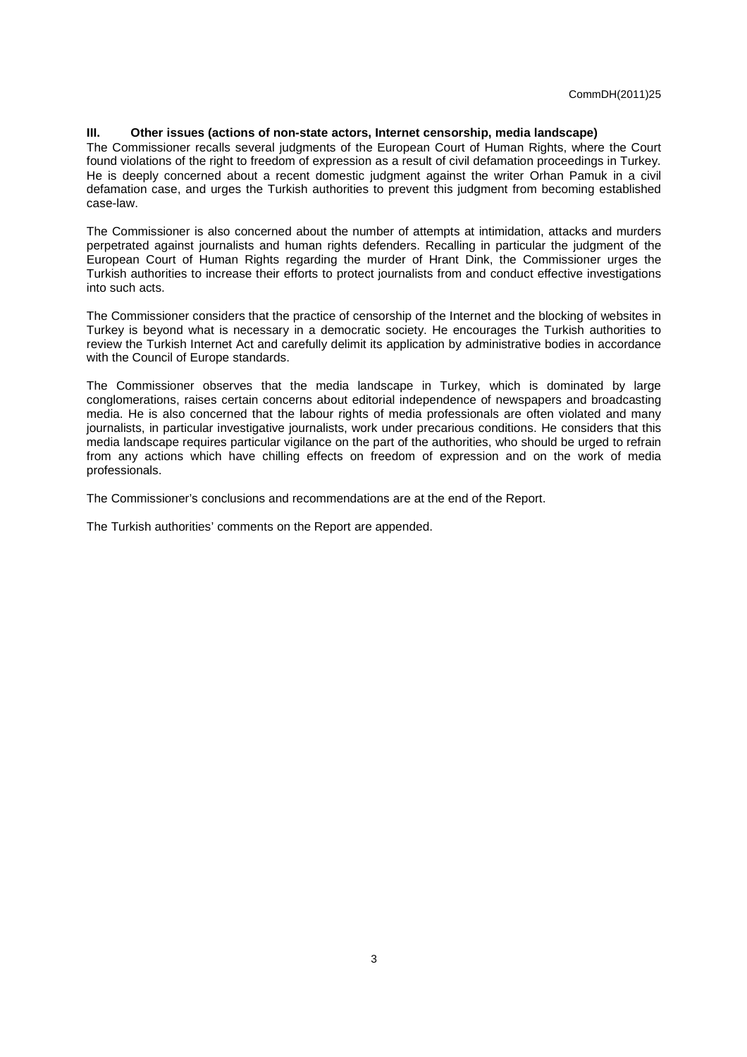## III. Other issues (actions of non-state actors, Internet censorship, media landscape)

The Commissioner recalls several judgments of the European Court of Human Rights, where the Court found violations of the right to freedom of expression as a result of civil defamation proceedings in Turkey. He is deeply concerned about a recent domestic judgment against the writer Orhan Pamuk in a civil defamation case, and urges the Turkish authorities to prevent this judgment from becoming established case-law.

The Commissioner is also concerned about the number of attempts at intimidation, attacks and murders perpetrated against journalists and human rights defenders. Recalling in particular the judgment of the European Court of Human Rights regarding the murder of Hrant Dink, the Commissioner urges the Turkish authorities to increase their efforts to protect journalists from and conduct effective investigations into such acts.

The Commissioner considers that the practice of censorship of the Internet and the blocking of websites in Turkey is beyond what is necessary in a democratic society. He encourages the Turkish authorities to review the Turkish Internet Act and carefully delimit its application by administrative bodies in accordance with the Council of Europe standards.

The Commissioner observes that the media landscape in Turkey, which is dominated by large conglomerations, raises certain concerns about editorial independence of newspapers and broadcasting media. He is also concerned that the labour rights of media professionals are often violated and many journalists, in particular investigative journalists, work under precarious conditions. He considers that this media landscape requires particular vigilance on the part of the authorities, who should be urged to refrain from any actions which have chilling effects on freedom of expression and on the work of media professionals.

The Commissioner's conclusions and recommendations are at the end of the Report.

The Turkish authorities' comments on the Report are appended.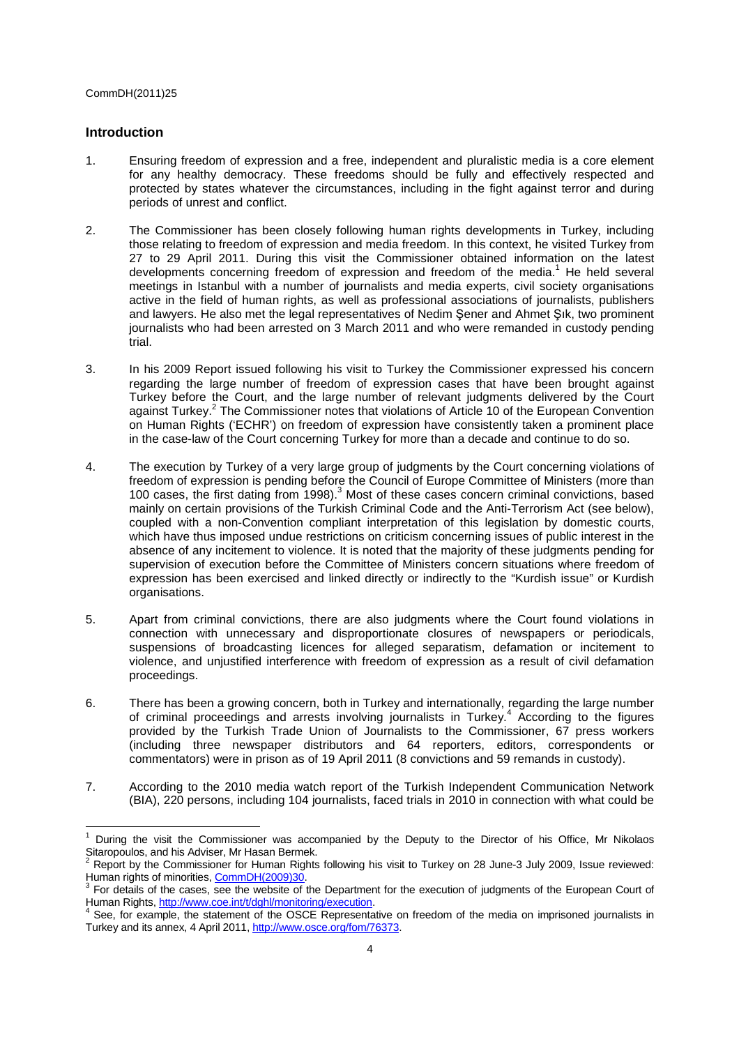## Introduction

1. Ensuring freedom of expression and a free, independent and pluralistic media is a core element for any healthy democracy. These freedoms should be fully and effectively respected and protected by states whatever the circumstances, including in the fight against terror and during periods of unrest and conflict.

2. The Commissioner has been closely following human rights developments in Turkey, including those relating to freedom of expression and media freedom. In this context, he visited Turkey from 27 to 29 April 2011. During this visit the Commissioner obtained information on the latest developments concerning freedom of expression and freedom of the media.[1] He held several meetings in Istanbul with a number of journalists and media experts, civil society organisations active in the field of human rights, as well as professional associations of journalists, publishers and lawyers. He also met the legal representatives of Nedim Şener and Ahmet Şık, two prominent journalists who had been arrested on 3 March 2011 and who were remanded in custody pending trial.

3. In his 2009 Report issued following his visit to Turkey the Commissioner expressed his concern regarding the large number of freedom of expression cases that have been brought against Turkey before the Court, and the large number of relevant judgments delivered by the Court against Turkey.[2] The Commissioner notes that violations of Article 10 of the European Convention on Human Rights ('ECHR') on freedom of expression have consistently taken a prominent place in the case-law of the Court concerning Turkey for more than a decade and continue to do so.

4. The execution by Turkey of a very large group of judgments by the Court concerning violations of freedom of expression is pending before the Council of Europe Committee of Ministers (more than 100 cases, the first dating from 1998).[3] Most of these cases concern criminal convictions, based mainly on certain provisions of the Turkish Criminal Code and the Anti-Terrorism Act (see below), coupled with a non-Convention compliant interpretation of this legislation by domestic courts, which have thus imposed undue restrictions on criticism concerning issues of public interest in the absence of any incitement to violence. It is noted that the majority of these judgments pending for supervision of execution before the Committee of Ministers concern situations where freedom of expression has been exercised and linked directly or indirectly to the "Kurdish issue" or Kurdish organisations.

5. Apart from criminal convictions, there are also judgments where the Court found violations in connection with unnecessary and disproportionate closures of newspapers or periodicals, suspensions of broadcasting licences for alleged separatism, defamation or incitement to violence, and unjustified interference with freedom of expression as a result of civil defamation proceedings.

6. There has been a growing concern, both in Turkey and internationally, regarding the large number of criminal proceedings and arrests involving journalists in Turkey.[4] According to the figures provided by the Turkish Trade Union of Journalists to the Commissioner, 67 press workers (including three newspaper distributors and 64 reporters, editors, correspondents or commentators) were in prison as of 19 April 2011 (8 convictions and 59 remands in custody).

7. According to the 2010 media watch report of the Turkish Independent Communication Network (BIA), 220 persons, including 104 journalists, faced trials in 2010 in connection with what could be

---

[1] During the visit the Commissioner was accompanied by the Deputy to the Director of his Office, Mr Nikolaos Sitaropoulos, and his Adviser, Mr Hasan Bermek.

[2] Report by the Commissioner for Human Rights following his visit to Turkey on 28 June-3 July 2009, Issue reviewed: Human rights of minorities, CommDH(2009)30.

[3] For details of the cases, see the website of the Department for the execution of judgments of the European Court of Human Rights, http://www.coe.int/t/dghl/monitoring/execution.

[4] See, for example, the statement of the OSCE Representative on freedom of the media on imprisoned journalists in Turkey and its annex, 4 April 2011, http://www.osce.org/fom/76373.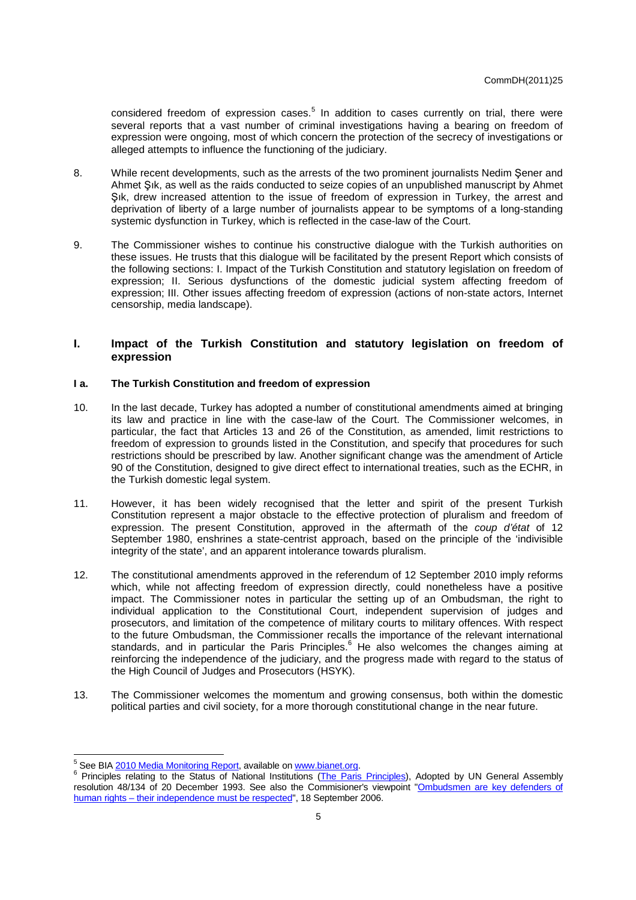considered freedom of expression cases.[5] In addition to cases currently on trial, there were several reports that a vast number of criminal investigations having a bearing on freedom of expression were ongoing, most of which concern the protection of the secrecy of investigations or alleged attempts to influence the functioning of the judiciary.

8. While recent developments, such as the arrests of the two prominent journalists Nedim Şener and Ahmet Şık, as well as the raids conducted to seize copies of an unpublished manuscript by Ahmet Şık, drew increased attention to the issue of freedom of expression in Turkey, the arrest and deprivation of liberty of a large number of journalists appear to be symptoms of a long-standing systemic dysfunction in Turkey, which is reflected in the case-law of the Court.

9. The Commissioner wishes to continue his constructive dialogue with the Turkish authorities on these issues. He trusts that this dialogue will be facilitated by the present Report which consists of the following sections: I. Impact of the Turkish Constitution and statutory legislation on freedom of expression; II. Serious dysfunctions of the domestic judicial system affecting freedom of expression; III. Other issues affecting freedom of expression (actions of non-state actors, Internet censorship, media landscape).

## I. Impact of the Turkish Constitution and statutory legislation on freedom of expression

### I a. The Turkish Constitution and freedom of expression

10. In the last decade, Turkey has adopted a number of constitutional amendments aimed at bringing its law and practice in line with the case-law of the Court. The Commissioner welcomes, in particular, the fact that Articles 13 and 26 of the Constitution, as amended, limit restrictions to freedom of expression to grounds listed in the Constitution, and specify that procedures for such restrictions should be prescribed by law. Another significant change was the amendment of Article 90 of the Constitution, designed to give direct effect to international treaties, such as the ECHR, in the Turkish domestic legal system.

11. However, it has been widely recognised that the letter and spirit of the present Turkish Constitution represent a major obstacle to the effective protection of pluralism and freedom of expression. The present Constitution, approved in the aftermath of the *coup d'état* of 12 September 1980, enshrines a state-centrist approach, based on the principle of the 'indivisible integrity of the state', and an apparent intolerance towards pluralism.

12. The constitutional amendments approved in the referendum of 12 September 2010 imply reforms which, while not affecting freedom of expression directly, could nonetheless have a positive impact. The Commissioner notes in particular the setting up of an Ombudsman, the right to individual application to the Constitutional Court, independent supervision of judges and prosecutors, and limitation of the competence of military courts to military offences. With respect to the future Ombudsman, the Commissioner recalls the importance of the relevant international standards, and in particular the Paris Principles.[6] He also welcomes the changes aiming at reinforcing the independence of the judiciary, and the progress made with regard to the status of the High Council of Judges and Prosecutors (HSYK).

13. The Commissioner welcomes the momentum and growing consensus, both within the domestic political parties and civil society, for a more thorough constitutional change in the near future.

---

[5] See BIA 2010 Media Monitoring Report, available on www.bianet.org.

[6] Principles relating to the Status of National Institutions (The Paris Principles), Adopted by UN General Assembly resolution 48/134 of 20 December 1993. See also the Commisioner's viewpoint "Ombudsmen are key defenders of human rights – their independence must be respected", 18 September 2006.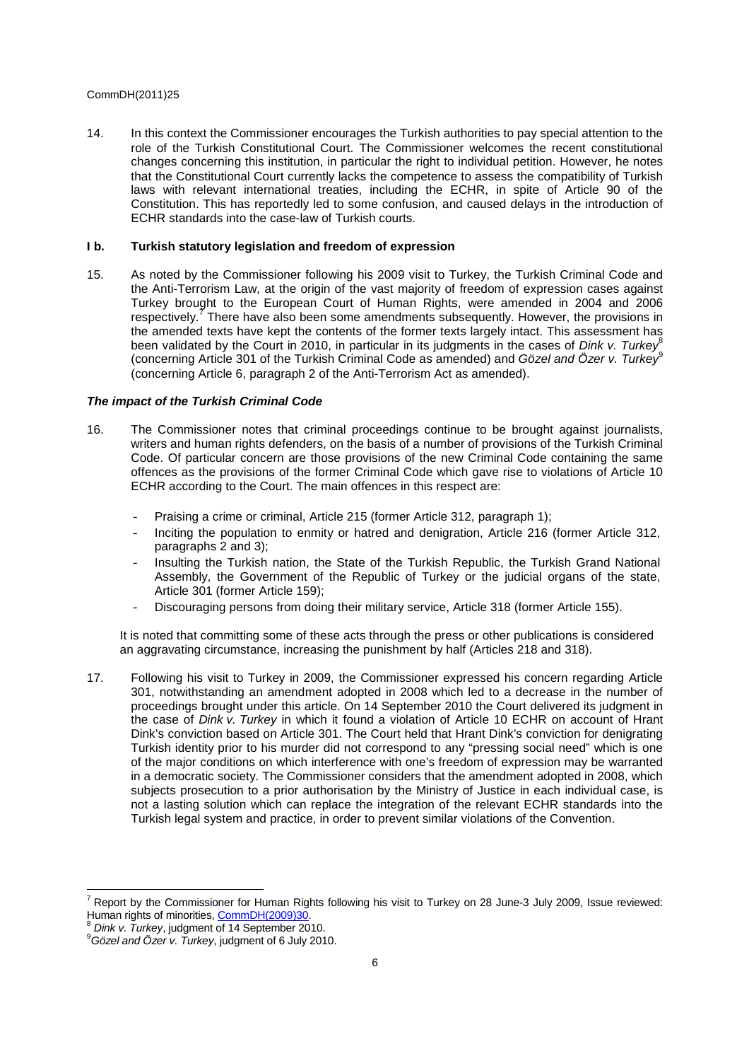14. In this context the Commissioner encourages the Turkish authorities to pay special attention to the role of the Turkish Constitutional Court. The Commissioner welcomes the recent constitutional changes concerning this institution, in particular the right to individual petition. However, he notes that the Constitutional Court currently lacks the competence to assess the compatibility of Turkish laws with relevant international treaties, including the ECHR, in spite of Article 90 of the Constitution. This has reportedly led to some confusion, and caused delays in the introduction of ECHR standards into the case-law of Turkish courts.

### I b. Turkish statutory legislation and freedom of expression

15. As noted by the Commissioner following his 2009 visit to Turkey, the Turkish Criminal Code and the Anti-Terrorism Law, at the origin of the vast majority of freedom of expression cases against Turkey brought to the European Court of Human Rights, were amended in 2004 and 2006 respectively.[7] There have also been some amendments subsequently. However, the provisions in the amended texts have kept the contents of the former texts largely intact. This assessment has been validated by the Court in 2010, in particular in its judgments in the cases of *Dink v. Turkey*[8] (concerning Article 301 of the Turkish Criminal Code as amended) and *Gözel and Özer v. Turkey*[9] (concerning Article 6, paragraph 2 of the Anti-Terrorism Act as amended).

#### *The impact of the Turkish Criminal Code*

16. The Commissioner notes that criminal proceedings continue to be brought against journalists, writers and human rights defenders, on the basis of a number of provisions of the Turkish Criminal Code. Of particular concern are those provisions of the new Criminal Code containing the same offences as the provisions of the former Criminal Code which gave rise to violations of Article 10 ECHR according to the Court. The main offences in this respect are:

    - Praising a crime or criminal, Article 215 (former Article 312, paragraph 1);
    - Inciting the population to enmity or hatred and denigration, Article 216 (former Article 312, paragraphs 2 and 3);
    - Insulting the Turkish nation, the State of the Turkish Republic, the Turkish Grand National Assembly, the Government of the Republic of Turkey or the judicial organs of the state, Article 301 (former Article 159);
    - Discouraging persons from doing their military service, Article 318 (former Article 155).

    It is noted that committing some of these acts through the press or other publications is considered an aggravating circumstance, increasing the punishment by half (Articles 218 and 318).

17. Following his visit to Turkey in 2009, the Commissioner expressed his concern regarding Article 301, notwithstanding an amendment adopted in 2008 which led to a decrease in the number of proceedings brought under this article. On 14 September 2010 the Court delivered its judgment in the case of *Dink v. Turkey* in which it found a violation of Article 10 ECHR on account of Hrant Dink's conviction based on Article 301. The Court held that Hrant Dink's conviction for denigrating Turkish identity prior to his murder did not correspond to any "pressing social need" which is one of the major conditions on which interference with one's freedom of expression may be warranted in a democratic society. The Commissioner considers that the amendment adopted in 2008, which subjects prosecution to a prior authorisation by the Ministry of Justice in each individual case, is not a lasting solution which can replace the integration of the relevant ECHR standards into the Turkish legal system and practice, in order to prevent similar violations of the Convention.

---

[7] Report by the Commissioner for Human Rights following his visit to Turkey on 28 June-3 July 2009, Issue reviewed: Human rights of minorities, CommDH(2009)30.

[8] *Dink v. Turkey*, judgment of 14 September 2010.

[9] *Gözel and Özer v. Turkey*, judgment of 6 July 2010.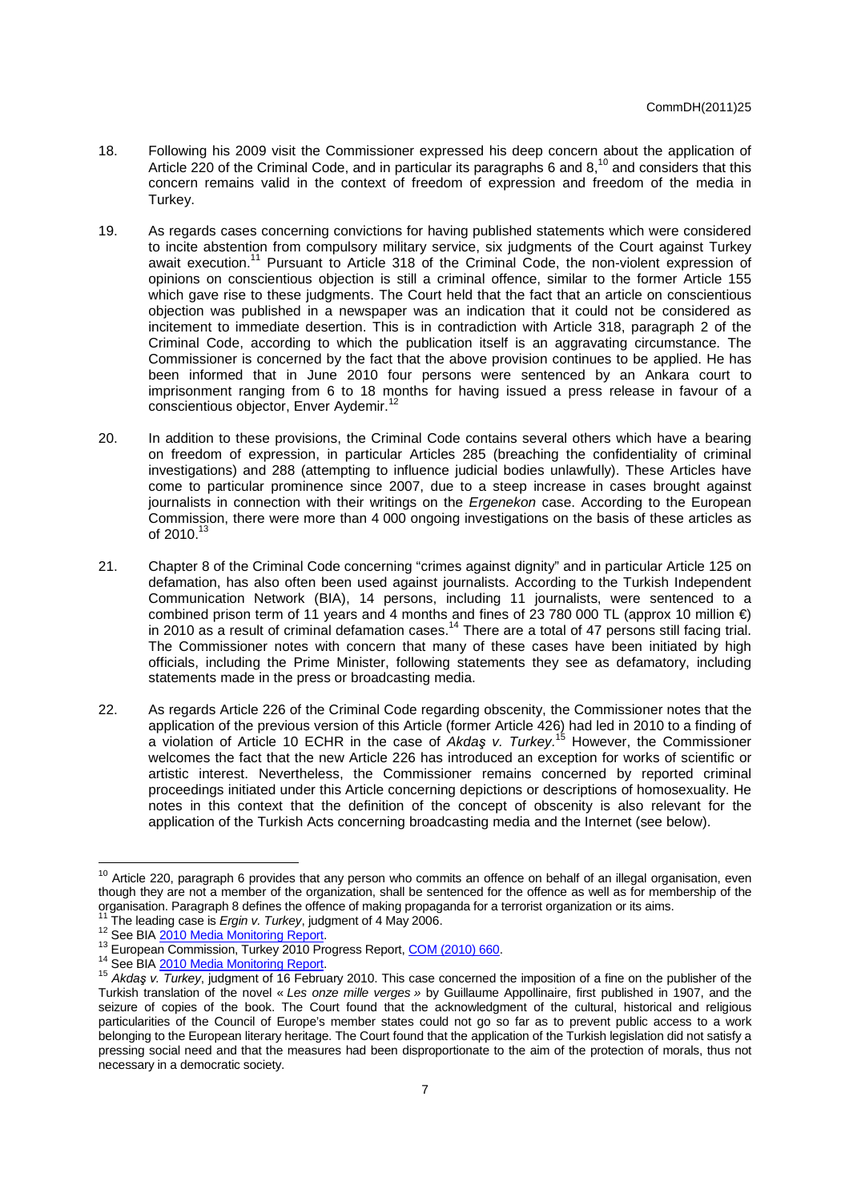18. Following his 2009 visit the Commissioner expressed his deep concern about the application of Article 220 of the Criminal Code, and in particular its paragraphs 6 and 8,[10] and considers that this concern remains valid in the context of freedom of expression and freedom of the media in Turkey.

19. As regards cases concerning convictions for having published statements which were considered to incite abstention from compulsory military service, six judgments of the Court against Turkey await execution.[11] Pursuant to Article 318 of the Criminal Code, the non-violent expression of opinions on conscientious objection is still a criminal offence, similar to the former Article 155 which gave rise to these judgments. The Court held that the fact that an article on conscientious objection was published in a newspaper was an indication that it could not be considered as incitement to immediate desertion. This is in contradiction with Article 318, paragraph 2 of the Criminal Code, according to which the publication itself is an aggravating circumstance. The Commissioner is concerned by the fact that the above provision continues to be applied. He has been informed that in June 2010 four persons were sentenced by an Ankara court to imprisonment ranging from 6 to 18 months for having issued a press release in favour of a conscientious objector, Enver Aydemir.[12]

20. In addition to these provisions, the Criminal Code contains several others which have a bearing on freedom of expression, in particular Articles 285 (breaching the confidentiality of criminal investigations) and 288 (attempting to influence judicial bodies unlawfully). These Articles have come to particular prominence since 2007, due to a steep increase in cases brought against journalists in connection with their writings on the *Ergenekon* case. According to the European Commission, there were more than 4 000 ongoing investigations on the basis of these articles as of 2010.[13]

21. Chapter 8 of the Criminal Code concerning "crimes against dignity" and in particular Article 125 on defamation, has also often been used against journalists. According to the Turkish Independent Communication Network (BIA), 14 persons, including 11 journalists, were sentenced to a combined prison term of 11 years and 4 months and fines of 23 780 000 TL (approx 10 million €) in 2010 as a result of criminal defamation cases.[14] There are a total of 47 persons still facing trial. The Commissioner notes with concern that many of these cases have been initiated by high officials, including the Prime Minister, following statements they see as defamatory, including statements made in the press or broadcasting media.

22. As regards Article 226 of the Criminal Code regarding obscenity, the Commissioner notes that the application of the previous version of this Article (former Article 426) had led in 2010 to a finding of a violation of Article 10 ECHR in the case of *Akdaş v. Turkey.*[15] However, the Commissioner welcomes the fact that the new Article 226 has introduced an exception for works of scientific or artistic interest. Nevertheless, the Commissioner remains concerned by reported criminal proceedings initiated under this Article concerning depictions or descriptions of homosexuality. He notes in this context that the definition of the concept of obscenity is also relevant for the application of the Turkish Acts concerning broadcasting media and the Internet (see below).

---

[10] Article 220, paragraph 6 provides that any person who commits an offence on behalf of an illegal organisation, even though they are not a member of the organization, shall be sentenced for the offence as well as for membership of the organisation. Paragraph 8 defines the offence of making propaganda for a terrorist organization or its aims.

[11] The leading case is *Ergin v. Turkey*, judgment of 4 May 2006.

[12] See BIA 2010 Media Monitoring Report.

[13] European Commission, Turkey 2010 Progress Report, COM (2010) 660.

[14] See BIA 2010 Media Monitoring Report.

[15] *Akdaş v. Turkey*, judgment of 16 February 2010. This case concerned the imposition of a fine on the publisher of the Turkish translation of the novel « *Les onze mille verges* » by Guillaume Appollinaire, first published in 1907, and the seizure of copies of the book. The Court found that the acknowledgment of the cultural, historical and religious particularities of the Council of Europe's member states could not go so far as to prevent public access to a work belonging to the European literary heritage. The Court found that the application of the Turkish legislation did not satisfy a pressing social need and that the measures had been disproportionate to the aim of the protection of morals, thus not necessary in a democratic society.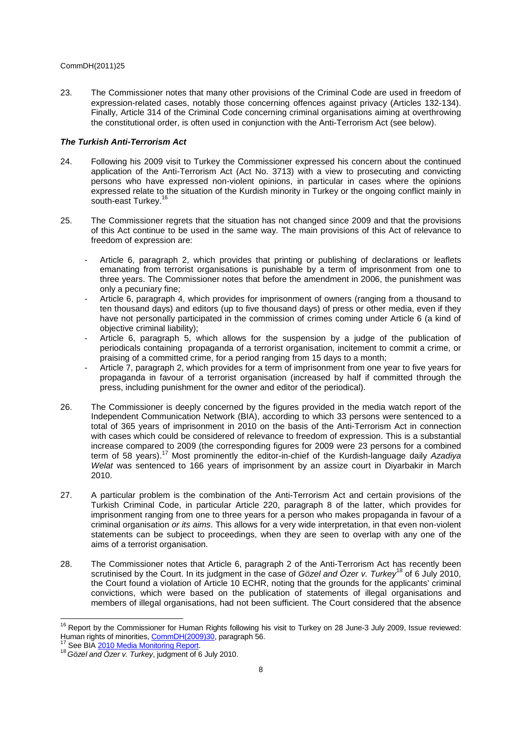23. The Commissioner notes that many other provisions of the Criminal Code are used in freedom of expression-related cases, notably those concerning offences against privacy (Articles 132-134). Finally, Article 314 of the Criminal Code concerning criminal organisations aiming at overthrowing the constitutional order, is often used in conjunction with the Anti-Terrorism Act (see below).

### ***The Turkish Anti-Terrorism Act***

24. Following his 2009 visit to Turkey the Commissioner expressed his concern about the continued application of the Anti-Terrorism Act (Act No. 3713) with a view to prosecuting and convicting persons who have expressed non-violent opinions, in particular in cases where the opinions expressed relate to the situation of the Kurdish minority in Turkey or the ongoing conflict mainly in south-east Turkey.[16]

25. The Commissioner regrets that the situation has not changed since 2009 and that the provisions of this Act continue to be used in the same way. The main provisions of this Act of relevance to freedom of expression are:

- Article 6, paragraph 2, which provides that printing or publishing of declarations or leaflets emanating from terrorist organisations is punishable by a term of imprisonment from one to three years. The Commissioner notes that before the amendment in 2006, the punishment was only a pecuniary fine;
- Article 6, paragraph 4, which provides for imprisonment of owners (ranging from a thousand to ten thousand days) and editors (up to five thousand days) of press or other media, even if they have not personally participated in the commission of crimes coming under Article 6 (a kind of objective criminal liability);
- Article 6, paragraph 5, which allows for the suspension by a judge of the publication of periodicals containing propaganda of a terrorist organisation, incitement to commit a crime, or praising of a committed crime, for a period ranging from 15 days to a month;
- Article 7, paragraph 2, which provides for a term of imprisonment from one year to five years for propaganda in favour of a terrorist organisation (increased by half if committed through the press, including punishment for the owner and editor of the periodical).

26. The Commissioner is deeply concerned by the figures provided in the media watch report of the Independent Communication Network (BIA), according to which 33 persons were sentenced to a total of 365 years of imprisonment in 2010 on the basis of the Anti-Terrorism Act in connection with cases which could be considered of relevance to freedom of expression. This is a substantial increase compared to 2009 (the corresponding figures for 2009 were 23 persons for a combined term of 58 years).[17] Most prominently the editor-in-chief of the Kurdish-language daily *Azadiya Welat* was sentenced to 166 years of imprisonment by an assize court in Diyarbakir in March 2010.

27. A particular problem is the combination of the Anti-Terrorism Act and certain provisions of the Turkish Criminal Code, in particular Article 220, paragraph 8 of the latter, which provides for imprisonment ranging from one to three years for a person who makes propaganda in favour of a criminal organisation *or its aims*. This allows for a very wide interpretation, in that even non-violent statements can be subject to proceedings, when they are seen to overlap with any one of the aims of a terrorist organisation.

28. The Commissioner notes that Article 6, paragraph 2 of the Anti-Terrorism Act has recently been scrutinised by the Court. In its judgment in the case of *Gözel and Özer v. Turkey*[18] of 6 July 2010, the Court found a violation of Article 10 ECHR, noting that the grounds for the applicants' criminal convictions, which were based on the publication of statements of illegal organisations and members of illegal organisations, had not been sufficient. The Court considered that the absence

---

[16] Report by the Commissioner for Human Rights following his visit to Turkey on 28 June-3 July 2009, Issue reviewed: Human rights of minorities, CommDH(2009)30, paragraph 56.

[17] See BIA 2010 Media Monitoring Report.

[18] *Gözel and Özer v. Turkey*, judgment of 6 July 2010.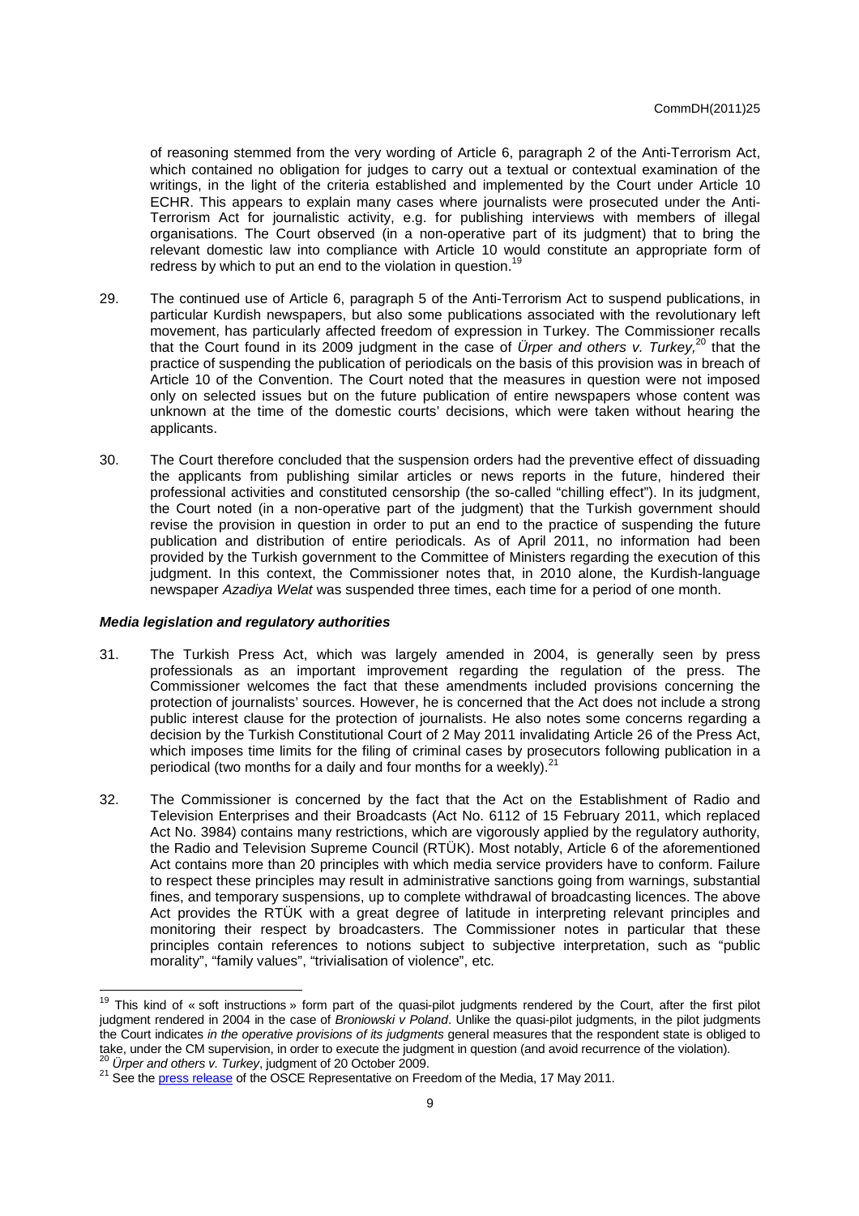of reasoning stemmed from the very wording of Article 6, paragraph 2 of the Anti-Terrorism Act, which contained no obligation for judges to carry out a textual or contextual examination of the writings, in the light of the criteria established and implemented by the Court under Article 10 ECHR. This appears to explain many cases where journalists were prosecuted under the Anti-Terrorism Act for journalistic activity, e.g. for publishing interviews with members of illegal organisations. The Court observed (in a non-operative part of its judgment) that to bring the relevant domestic law into compliance with Article 10 would constitute an appropriate form of redress by which to put an end to the violation in question.[19]

29. The continued use of Article 6, paragraph 5 of the Anti-Terrorism Act to suspend publications, in particular Kurdish newspapers, but also some publications associated with the revolutionary left movement, has particularly affected freedom of expression in Turkey. The Commissioner recalls that the Court found in its 2009 judgment in the case of *Ürper and others v. Turkey*,[20] that the practice of suspending the publication of periodicals on the basis of this provision was in breach of Article 10 of the Convention. The Court noted that the measures in question were not imposed only on selected issues but on the future publication of entire newspapers whose content was unknown at the time of the domestic courts' decisions, which were taken without hearing the applicants.

30. The Court therefore concluded that the suspension orders had the preventive effect of dissuading the applicants from publishing similar articles or news reports in the future, hindered their professional activities and constituted censorship (the so-called "chilling effect"). In its judgment, the Court noted (in a non-operative part of the judgment) that the Turkish government should revise the provision in question in order to put an end to the practice of suspending the future publication and distribution of entire periodicals. As of April 2011, no information had been provided by the Turkish government to the Committee of Ministers regarding the execution of this judgment. In this context, the Commissioner notes that, in 2010 alone, the Kurdish-language newspaper *Azadiya Welat* was suspended three times, each time for a period of one month.

### *Media legislation and regulatory authorities*

31. The Turkish Press Act, which was largely amended in 2004, is generally seen by press professionals as an important improvement regarding the regulation of the press. The Commissioner welcomes the fact that these amendments included provisions concerning the protection of journalists' sources. However, he is concerned that the Act does not include a strong public interest clause for the protection of journalists. He also notes some concerns regarding a decision by the Turkish Constitutional Court of 2 May 2011 invalidating Article 26 of the Press Act, which imposes time limits for the filing of criminal cases by prosecutors following publication in a periodical (two months for a daily and four months for a weekly).[21]

32. The Commissioner is concerned by the fact that the Act on the Establishment of Radio and Television Enterprises and their Broadcasts (Act No. 6112 of 15 February 2011, which replaced Act No. 3984) contains many restrictions, which are vigorously applied by the regulatory authority, the Radio and Television Supreme Council (RTÜK). Most notably, Article 6 of the aforementioned Act contains more than 20 principles with which media service providers have to conform. Failure to respect these principles may result in administrative sanctions going from warnings, substantial fines, and temporary suspensions, up to complete withdrawal of broadcasting licences. The above Act provides the RTÜK with a great degree of latitude in interpreting relevant principles and monitoring their respect by broadcasters. The Commissioner notes in particular that these principles contain references to notions subject to subjective interpretation, such as "public morality", "family values", "trivialisation of violence", etc.

---

[19] This kind of « soft instructions » form part of the quasi-pilot judgments rendered by the Court, after the first pilot judgment rendered in 2004 in the case of *Broniowski v Poland*. Unlike the quasi-pilot judgments, in the pilot judgments the Court indicates *in the operative provisions of its judgments* general measures that the respondent state is obliged to take, under the CM supervision, in order to execute the judgment in question (and avoid recurrence of the violation).

[20] *Ürper and others v. Turkey*, judgment of 20 October 2009.

[21] See the press release of the OSCE Representative on Freedom of the Media, 17 May 2011.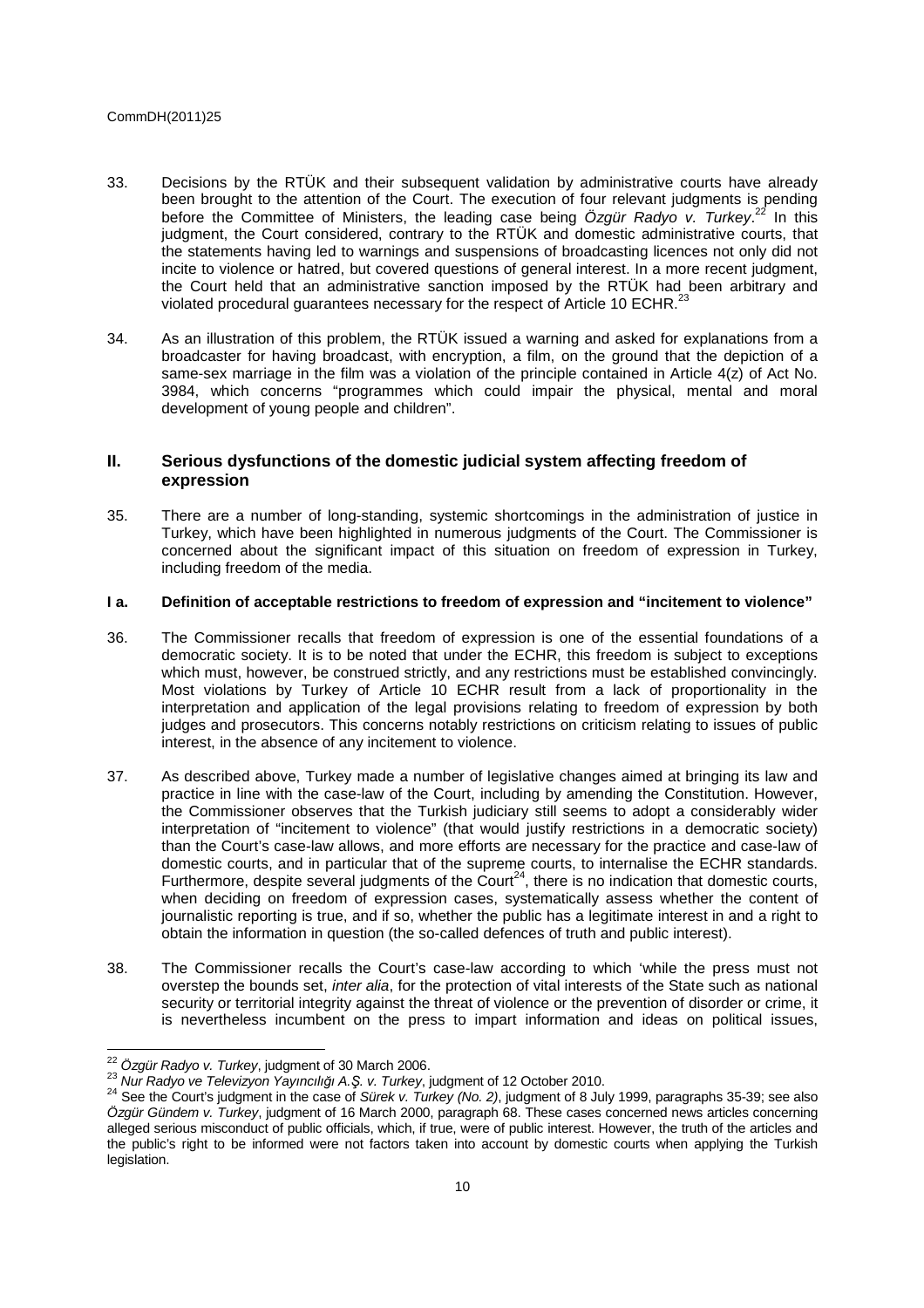33. Decisions by the RTÜK and their subsequent validation by administrative courts have already been brought to the attention of the Court. The execution of four relevant judgments is pending before the Committee of Ministers, the leading case being *Özgür Radyo v. Turkey*.[22] In this judgment, the Court considered, contrary to the RTÜK and domestic administrative courts, that the statements having led to warnings and suspensions of broadcasting licences not only did not incite to violence or hatred, but covered questions of general interest. In a more recent judgment, the Court held that an administrative sanction imposed by the RTÜK had been arbitrary and violated procedural guarantees necessary for the respect of Article 10 ECHR.[23]

34. As an illustration of this problem, the RTÜK issued a warning and asked for explanations from a broadcaster for having broadcast, with encryption, a film, on the ground that the depiction of a same-sex marriage in the film was a violation of the principle contained in Article 4(z) of Act No. 3984, which concerns "programmes which could impair the physical, mental and moral development of young people and children".

## II. Serious dysfunctions of the domestic judicial system affecting freedom of expression

35. There are a number of long-standing, systemic shortcomings in the administration of justice in Turkey, which have been highlighted in numerous judgments of the Court. The Commissioner is concerned about the significant impact of this situation on freedom of expression in Turkey, including freedom of the media.

### I a. Definition of acceptable restrictions to freedom of expression and "incitement to violence"

36. The Commissioner recalls that freedom of expression is one of the essential foundations of a democratic society. It is to be noted that under the ECHR, this freedom is subject to exceptions which must, however, be construed strictly, and any restrictions must be established convincingly. Most violations by Turkey of Article 10 ECHR result from a lack of proportionality in the interpretation and application of the legal provisions relating to freedom of expression by both judges and prosecutors. This concerns notably restrictions on criticism relating to issues of public interest, in the absence of any incitement to violence.

37. As described above, Turkey made a number of legislative changes aimed at bringing its law and practice in line with the case-law of the Court, including by amending the Constitution. However, the Commissioner observes that the Turkish judiciary still seems to adopt a considerably wider interpretation of "incitement to violence" (that would justify restrictions in a democratic society) than the Court's case-law allows, and more efforts are necessary for the practice and case-law of domestic courts, and in particular that of the supreme courts, to internalise the ECHR standards. Furthermore, despite several judgments of the Court[24], there is no indication that domestic courts, when deciding on freedom of expression cases, systematically assess whether the content of journalistic reporting is true, and if so, whether the public has a legitimate interest in and a right to obtain the information in question (the so-called defences of truth and public interest).

38. The Commissioner recalls the Court's case-law according to which 'while the press must not overstep the bounds set, *inter alia*, for the protection of vital interests of the State such as national security or territorial integrity against the threat of violence or the prevention of disorder or crime, it is nevertheless incumbent on the press to impart information and ideas on political issues,

---

[22] *Özgür Radyo v. Turkey*, judgment of 30 March 2006.

[23] *Nur Radyo ve Televizyon Yayıncılığı A.Ş. v. Turkey*, judgment of 12 October 2010.

[24] See the Court's judgment in the case of *Sürek v. Turkey (No. 2)*, judgment of 8 July 1999, paragraphs 35-39; see also *Özgür Gündem v. Turkey*, judgment of 16 March 2000, paragraph 68. These cases concerned news articles concerning alleged serious misconduct of public officials, which, if true, were of public interest. However, the truth of the articles and the public's right to be informed were not factors taken into account by domestic courts when applying the Turkish legislation.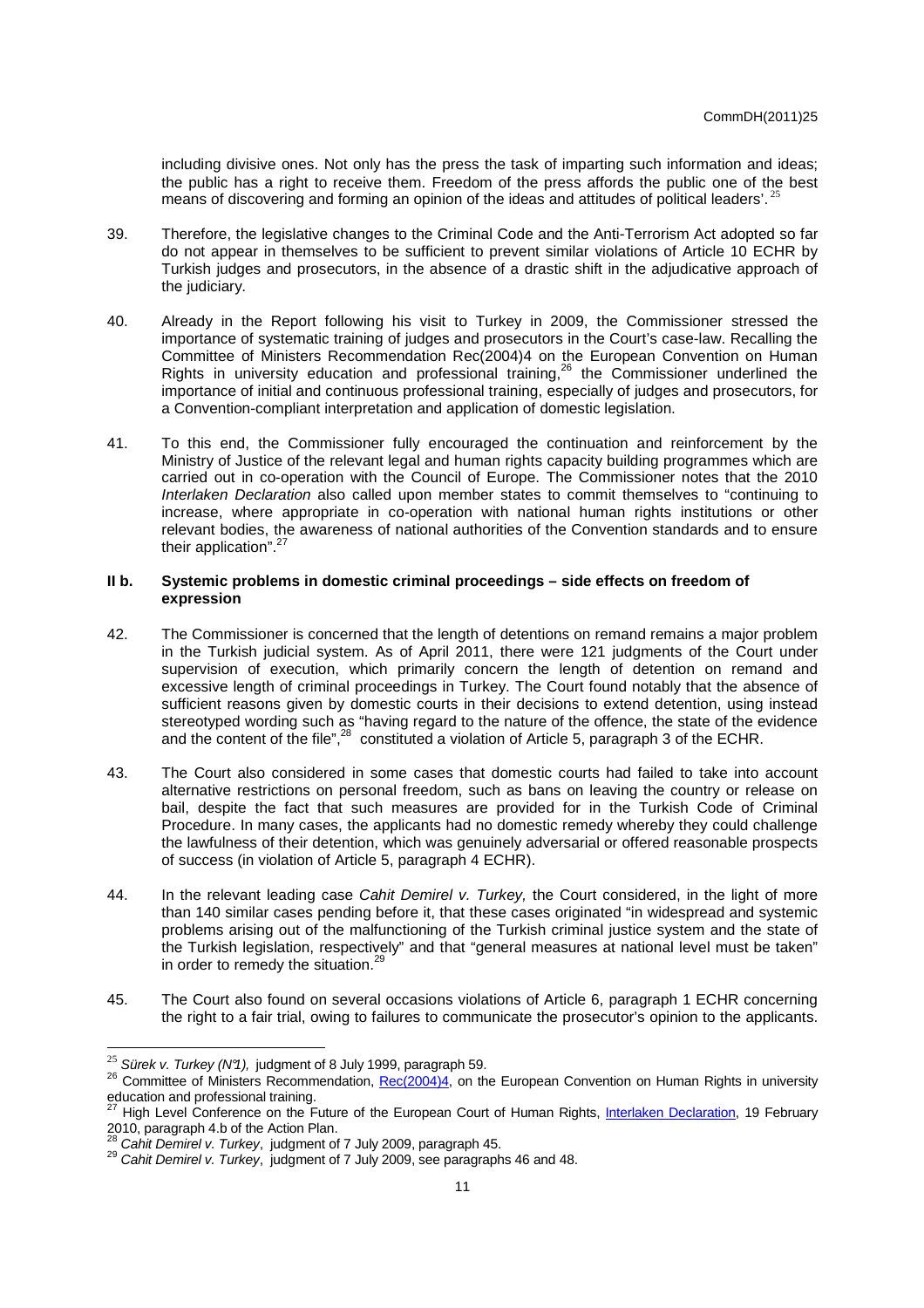including divisive ones. Not only has the press the task of imparting such information and ideas; the public has a right to receive them. Freedom of the press affords the public one of the best means of discovering and forming an opinion of the ideas and attitudes of political leaders'.[25]

39. Therefore, the legislative changes to the Criminal Code and the Anti-Terrorism Act adopted so far do not appear in themselves to be sufficient to prevent similar violations of Article 10 ECHR by Turkish judges and prosecutors, in the absence of a drastic shift in the adjudicative approach of the judiciary.

40. Already in the Report following his visit to Turkey in 2009, the Commissioner stressed the importance of systematic training of judges and prosecutors in the Court's case-law. Recalling the Committee of Ministers Recommendation Rec(2004)4 on the European Convention on Human Rights in university education and professional training,[26] the Commissioner underlined the importance of initial and continuous professional training, especially of judges and prosecutors, for a Convention-compliant interpretation and application of domestic legislation.

41. To this end, the Commissioner fully encouraged the continuation and reinforcement by the Ministry of Justice of the relevant legal and human rights capacity building programmes which are carried out in co-operation with the Council of Europe. The Commissioner notes that the 2010 *Interlaken Declaration* also called upon member states to commit themselves to "continuing to increase, where appropriate in co-operation with national human rights institutions or other relevant bodies, the awareness of national authorities of the Convention standards and to ensure their application".[27]

### II b. Systemic problems in domestic criminal proceedings – side effects on freedom of expression

42. The Commissioner is concerned that the length of detentions on remand remains a major problem in the Turkish judicial system. As of April 2011, there were 121 judgments of the Court under supervision of execution, which primarily concern the length of detention on remand and excessive length of criminal proceedings in Turkey. The Court found notably that the absence of sufficient reasons given by domestic courts in their decisions to extend detention, using instead stereotyped wording such as "having regard to the nature of the offence, the state of the evidence and the content of the file",[28] constituted a violation of Article 5, paragraph 3 of the ECHR.

43. The Court also considered in some cases that domestic courts had failed to take into account alternative restrictions on personal freedom, such as bans on leaving the country or release on bail, despite the fact that such measures are provided for in the Turkish Code of Criminal Procedure. In many cases, the applicants had no domestic remedy whereby they could challenge the lawfulness of their detention, which was genuinely adversarial or offered reasonable prospects of success (in violation of Article 5, paragraph 4 ECHR).

44. In the relevant leading case *Cahit Demirel v. Turkey,* the Court considered, in the light of more than 140 similar cases pending before it, that these cases originated "in widespread and systemic problems arising out of the malfunctioning of the Turkish criminal justice system and the state of the Turkish legislation, respectively" and that "general measures at national level must be taken" in order to remedy the situation.[29]

45. The Court also found on several occasions violations of Article 6, paragraph 1 ECHR concerning the right to a fair trial, owing to failures to communicate the prosecutor's opinion to the applicants.

---

[25] *Sürek v. Turkey (N°1),* judgment of 8 July 1999, paragraph 59.

[26] Committee of Ministers Recommendation, Rec(2004)4, on the European Convention on Human Rights in university education and professional training.

[27] High Level Conference on the Future of the European Court of Human Rights, Interlaken Declaration, 19 February 2010, paragraph 4.b of the Action Plan.

[28] *Cahit Demirel v. Turkey*, judgment of 7 July 2009, paragraph 45.

[29] *Cahit Demirel v. Turkey*, judgment of 7 July 2009, see paragraphs 46 and 48.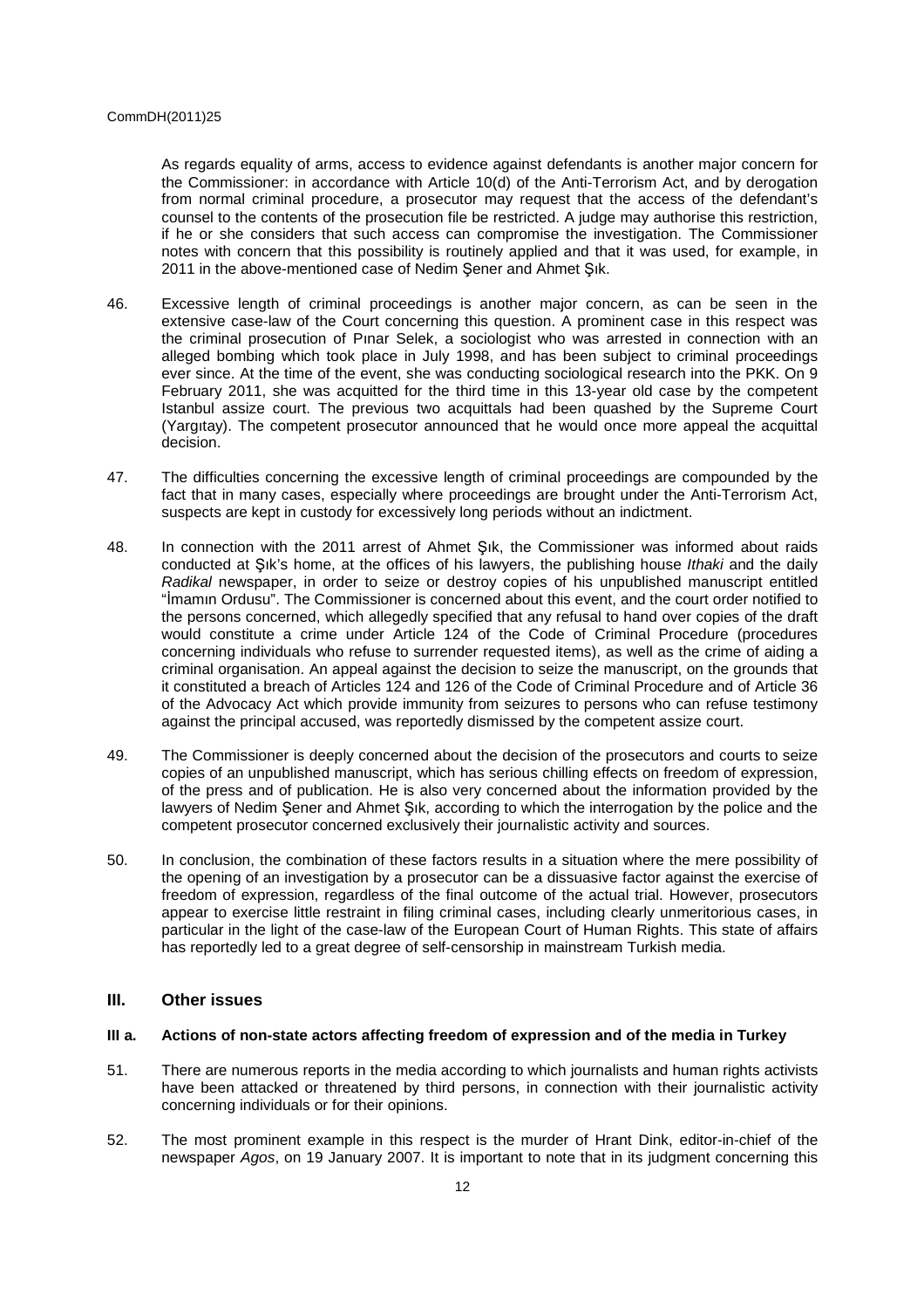As regards equality of arms, access to evidence against defendants is another major concern for the Commissioner: in accordance with Article 10(d) of the Anti-Terrorism Act, and by derogation from normal criminal procedure, a prosecutor may request that the access of the defendant's counsel to the contents of the prosecution file be restricted. A judge may authorise this restriction, if he or she considers that such access can compromise the investigation. The Commissioner notes with concern that this possibility is routinely applied and that it was used, for example, in 2011 in the above-mentioned case of Nedim Şener and Ahmet Şık.

46. Excessive length of criminal proceedings is another major concern, as can be seen in the extensive case-law of the Court concerning this question. A prominent case in this respect was the criminal prosecution of Pınar Selek, a sociologist who was arrested in connection with an alleged bombing which took place in July 1998, and has been subject to criminal proceedings ever since. At the time of the event, she was conducting sociological research into the PKK. On 9 February 2011, she was acquitted for the third time in this 13-year old case by the competent Istanbul assize court. The previous two acquittals had been quashed by the Supreme Court (Yargıtay). The competent prosecutor announced that he would once more appeal the acquittal decision.

47. The difficulties concerning the excessive length of criminal proceedings are compounded by the fact that in many cases, especially where proceedings are brought under the Anti-Terrorism Act, suspects are kept in custody for excessively long periods without an indictment.

48. In connection with the 2011 arrest of Ahmet Şık, the Commissioner was informed about raids conducted at Şık's home, at the offices of his lawyers, the publishing house *Ithaki* and the daily *Radikal* newspaper, in order to seize or destroy copies of his unpublished manuscript entitled "İmamın Ordusu". The Commissioner is concerned about this event, and the court order notified to the persons concerned, which allegedly specified that any refusal to hand over copies of the draft would constitute a crime under Article 124 of the Code of Criminal Procedure (procedures concerning individuals who refuse to surrender requested items), as well as the crime of aiding a criminal organisation. An appeal against the decision to seize the manuscript, on the grounds that it constituted a breach of Articles 124 and 126 of the Code of Criminal Procedure and of Article 36 of the Advocacy Act which provide immunity from seizures to persons who can refuse testimony against the principal accused, was reportedly dismissed by the competent assize court.

49. The Commissioner is deeply concerned about the decision of the prosecutors and courts to seize copies of an unpublished manuscript, which has serious chilling effects on freedom of expression, of the press and of publication. He is also very concerned about the information provided by the lawyers of Nedim Şener and Ahmet Şık, according to which the interrogation by the police and the competent prosecutor concerned exclusively their journalistic activity and sources.

50. In conclusion, the combination of these factors results in a situation where the mere possibility of the opening of an investigation by a prosecutor can be a dissuasive factor against the exercise of freedom of expression, regardless of the final outcome of the actual trial. However, prosecutors appear to exercise little restraint in filing criminal cases, including clearly unmeritorious cases, in particular in the light of the case-law of the European Court of Human Rights. This state of affairs has reportedly led to a great degree of self-censorship in mainstream Turkish media.

## III. Other issues

### III a. Actions of non-state actors affecting freedom of expression and of the media in Turkey

51. There are numerous reports in the media according to which journalists and human rights activists have been attacked or threatened by third persons, in connection with their journalistic activity concerning individuals or for their opinions.

52. The most prominent example in this respect is the murder of Hrant Dink, editor-in-chief of the newspaper *Agos*, on 19 January 2007. It is important to note that in its judgment concerning this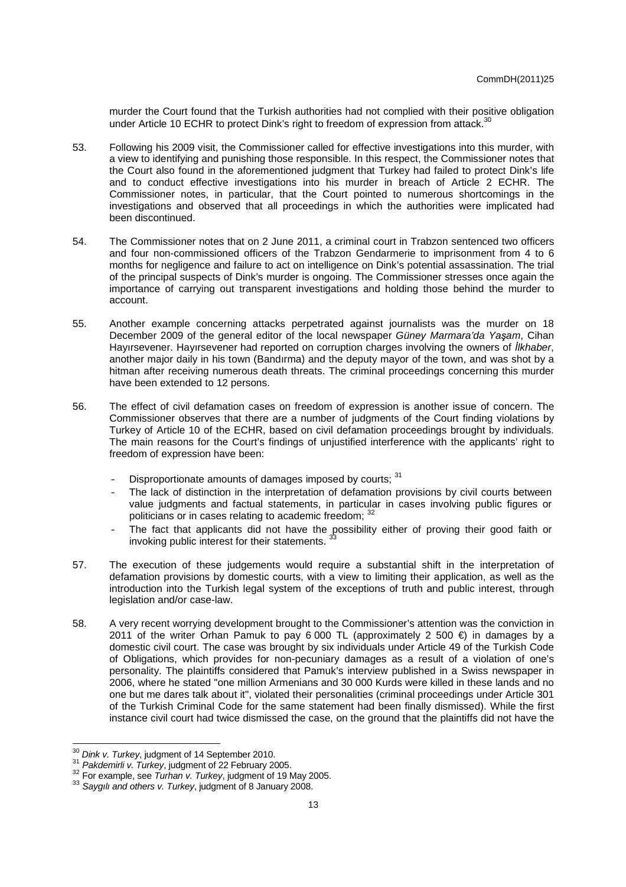murder the Court found that the Turkish authorities had not complied with their positive obligation under Article 10 ECHR to protect Dink's right to freedom of expression from attack.[30]

53. Following his 2009 visit, the Commissioner called for effective investigations into this murder, with a view to identifying and punishing those responsible. In this respect, the Commissioner notes that the Court also found in the aforementioned judgment that Turkey had failed to protect Dink's life and to conduct effective investigations into his murder in breach of Article 2 ECHR. The Commissioner notes, in particular, that the Court pointed to numerous shortcomings in the investigations and observed that all proceedings in which the authorities were implicated had been discontinued.

54. The Commissioner notes that on 2 June 2011, a criminal court in Trabzon sentenced two officers and four non-commissioned officers of the Trabzon Gendarmerie to imprisonment from 4 to 6 months for negligence and failure to act on intelligence on Dink's potential assassination. The trial of the principal suspects of Dink's murder is ongoing. The Commissioner stresses once again the importance of carrying out transparent investigations and holding those behind the murder to account.

55. Another example concerning attacks perpetrated against journalists was the murder on 18 December 2009 of the general editor of the local newspaper *Güney Marmara'da Yaşam*, Cihan Hayırsevener. Hayırsevener had reported on corruption charges involving the owners of *İlkhaber*, another major daily in his town (Bandırma) and the deputy mayor of the town, and was shot by a hitman after receiving numerous death threats. The criminal proceedings concerning this murder have been extended to 12 persons.

56. The effect of civil defamation cases on freedom of expression is another issue of concern. The Commissioner observes that there are a number of judgments of the Court finding violations by Turkey of Article 10 of the ECHR, based on civil defamation proceedings brought by individuals. The main reasons for the Court's findings of unjustified interference with the applicants' right to freedom of expression have been:

   - Disproportionate amounts of damages imposed by courts; [31]
   - The lack of distinction in the interpretation of defamation provisions by civil courts between value judgments and factual statements, in particular in cases involving public figures or politicians or in cases relating to academic freedom; [32]
   - The fact that applicants did not have the possibility either of proving their good faith or invoking public interest for their statements. [33]

57. The execution of these judgements would require a substantial shift in the interpretation of defamation provisions by domestic courts, with a view to limiting their application, as well as the introduction into the Turkish legal system of the exceptions of truth and public interest, through legislation and/or case-law.

58. A very recent worrying development brought to the Commissioner's attention was the conviction in 2011 of the writer Orhan Pamuk to pay 6 000 TL (approximately 2 500 €) in damages by a domestic civil court. The case was brought by six individuals under Article 49 of the Turkish Code of Obligations, which provides for non-pecuniary damages as a result of a violation of one's personality. The plaintiffs considered that Pamuk's interview published in a Swiss newspaper in 2006, where he stated "one million Armenians and 30 000 Kurds were killed in these lands and no one but me dares talk about it", violated their personalities (criminal proceedings under Article 301 of the Turkish Criminal Code for the same statement had been finally dismissed). While the first instance civil court had twice dismissed the case, on the ground that the plaintiffs did not have the

---

[30] *Dink v. Turkey*, judgment of 14 September 2010.

[31] *Pakdemirli v. Turkey*, judgment of 22 February 2005.

[32] For example, see *Turhan v. Turkey*, judgment of 19 May 2005.

[33] *Saygılı and others v. Turkey*, judgment of 8 January 2008.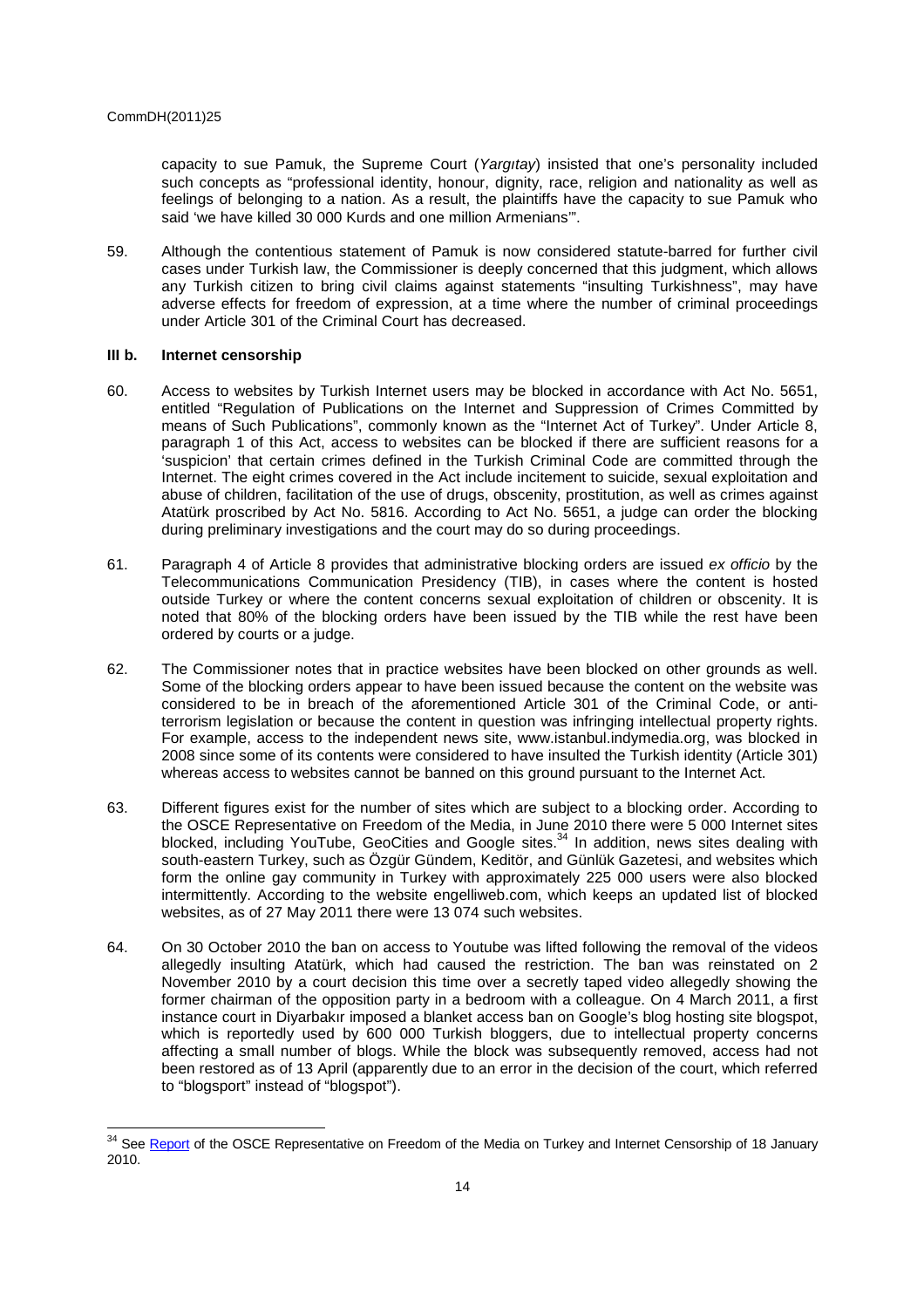capacity to sue Pamuk, the Supreme Court (*Yargıtay*) insisted that one's personality included such concepts as "professional identity, honour, dignity, race, religion and nationality as well as feelings of belonging to a nation. As a result, the plaintiffs have the capacity to sue Pamuk who said 'we have killed 30 000 Kurds and one million Armenians'".

59. Although the contentious statement of Pamuk is now considered statute-barred for further civil cases under Turkish law, the Commissioner is deeply concerned that this judgment, which allows any Turkish citizen to bring civil claims against statements "insulting Turkishness", may have adverse effects for freedom of expression, at a time where the number of criminal proceedings under Article 301 of the Criminal Court has decreased.

### III b. Internet censorship

60. Access to websites by Turkish Internet users may be blocked in accordance with Act No. 5651, entitled "Regulation of Publications on the Internet and Suppression of Crimes Committed by means of Such Publications", commonly known as the "Internet Act of Turkey". Under Article 8, paragraph 1 of this Act, access to websites can be blocked if there are sufficient reasons for a 'suspicion' that certain crimes defined in the Turkish Criminal Code are committed through the Internet. The eight crimes covered in the Act include incitement to suicide, sexual exploitation and abuse of children, facilitation of the use of drugs, obscenity, prostitution, as well as crimes against Atatürk proscribed by Act No. 5816. According to Act No. 5651, a judge can order the blocking during preliminary investigations and the court may do so during proceedings.

61. Paragraph 4 of Article 8 provides that administrative blocking orders are issued *ex officio* by the Telecommunications Communication Presidency (TIB), in cases where the content is hosted outside Turkey or where the content concerns sexual exploitation of children or obscenity. It is noted that 80% of the blocking orders have been issued by the TIB while the rest have been ordered by courts or a judge.

62. The Commissioner notes that in practice websites have been blocked on other grounds as well. Some of the blocking orders appear to have been issued because the content on the website was considered to be in breach of the aforementioned Article 301 of the Criminal Code, or anti-terrorism legislation or because the content in question was infringing intellectual property rights. For example, access to the independent news site, www.istanbul.indymedia.org, was blocked in 2008 since some of its contents were considered to have insulted the Turkish identity (Article 301) whereas access to websites cannot be banned on this ground pursuant to the Internet Act.

63. Different figures exist for the number of sites which are subject to a blocking order. According to the OSCE Representative on Freedom of the Media, in June 2010 there were 5 000 Internet sites blocked, including YouTube, GeoCities and Google sites.[34] In addition, news sites dealing with south-eastern Turkey, such as Özgür Gündem, Keditör, and Günlük Gazetesi, and websites which form the online gay community in Turkey with approximately 225 000 users were also blocked intermittently. According to the website engelliweb.com, which keeps an updated list of blocked websites, as of 27 May 2011 there were 13 074 such websites.

64. On 30 October 2010 the ban on access to Youtube was lifted following the removal of the videos allegedly insulting Atatürk, which had caused the restriction. The ban was reinstated on 2 November 2010 by a court decision this time over a secretly taped video allegedly showing the former chairman of the opposition party in a bedroom with a colleague. On 4 March 2011, a first instance court in Diyarbakır imposed a blanket access ban on Google's blog hosting site blogspot, which is reportedly used by 600 000 Turkish bloggers, due to intellectual property concerns affecting a small number of blogs. While the block was subsequently removed, access had not been restored as of 13 April (apparently due to an error in the decision of the court, which referred to "blogsport" instead of "blogspot").

[34] See Report of the OSCE Representative on Freedom of the Media on Turkey and Internet Censorship of 18 January 2010.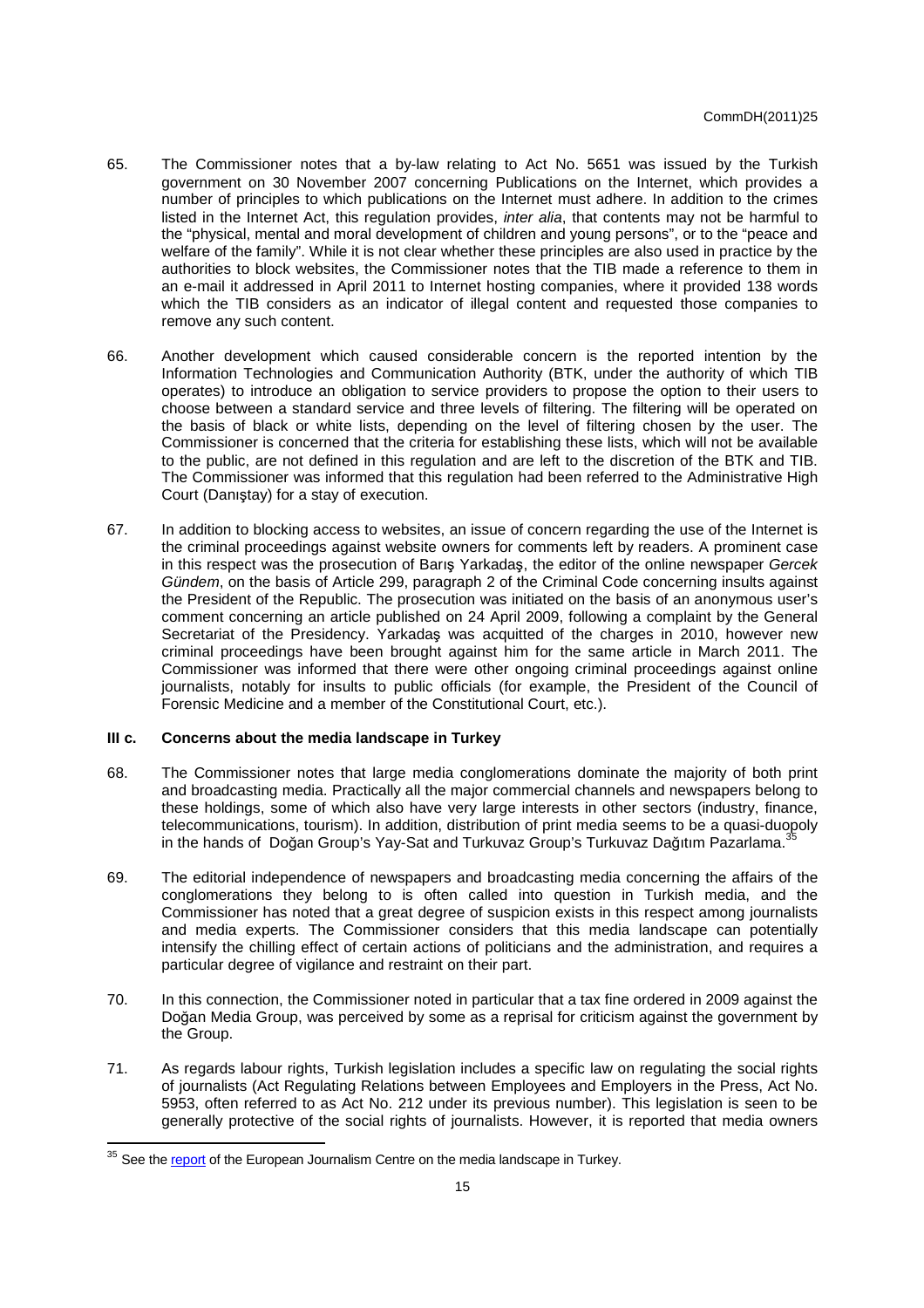65. The Commissioner notes that a by-law relating to Act No. 5651 was issued by the Turkish government on 30 November 2007 concerning Publications on the Internet, which provides a number of principles to which publications on the Internet must adhere. In addition to the crimes listed in the Internet Act, this regulation provides, *inter alia*, that contents may not be harmful to the "physical, mental and moral development of children and young persons", or to the "peace and welfare of the family". While it is not clear whether these principles are also used in practice by the authorities to block websites, the Commissioner notes that the TIB made a reference to them in an e-mail it addressed in April 2011 to Internet hosting companies, where it provided 138 words which the TIB considers as an indicator of illegal content and requested those companies to remove any such content.

66. Another development which caused considerable concern is the reported intention by the Information Technologies and Communication Authority (BTK, under the authority of which TIB operates) to introduce an obligation to service providers to propose the option to their users to choose between a standard service and three levels of filtering. The filtering will be operated on the basis of black or white lists, depending on the level of filtering chosen by the user. The Commissioner is concerned that the criteria for establishing these lists, which will not be available to the public, are not defined in this regulation and are left to the discretion of the BTK and TIB. The Commissioner was informed that this regulation had been referred to the Administrative High Court (Danıştay) for a stay of execution.

67. In addition to blocking access to websites, an issue of concern regarding the use of the Internet is the criminal proceedings against website owners for comments left by readers. A prominent case in this respect was the prosecution of Barış Yarkadaş, the editor of the online newspaper *Gercek Gündem*, on the basis of Article 299, paragraph 2 of the Criminal Code concerning insults against the President of the Republic. The prosecution was initiated on the basis of an anonymous user's comment concerning an article published on 24 April 2009, following a complaint by the General Secretariat of the Presidency. Yarkadaş was acquitted of the charges in 2010, however new criminal proceedings have been brought against him for the same article in March 2011. The Commissioner was informed that there were other ongoing criminal proceedings against online journalists, notably for insults to public officials (for example, the President of the Council of Forensic Medicine and a member of the Constitutional Court, etc.).

### III c. Concerns about the media landscape in Turkey

68. The Commissioner notes that large media conglomerations dominate the majority of both print and broadcasting media. Practically all the major commercial channels and newspapers belong to these holdings, some of which also have very large interests in other sectors (industry, finance, telecommunications, tourism). In addition, distribution of print media seems to be a quasi-duopoly in the hands of Doğan Group's Yay-Sat and Turkuvaz Group's Turkuvaz Dağıtım Pazarlama.[35]

69. The editorial independence of newspapers and broadcasting media concerning the affairs of the conglomerations they belong to is often called into question in Turkish media, and the Commissioner has noted that a great degree of suspicion exists in this respect among journalists and media experts. The Commissioner considers that this media landscape can potentially intensify the chilling effect of certain actions of politicians and the administration, and requires a particular degree of vigilance and restraint on their part.

70. In this connection, the Commissioner noted in particular that a tax fine ordered in 2009 against the Doğan Media Group, was perceived by some as a reprisal for criticism against the government by the Group.

71. As regards labour rights, Turkish legislation includes a specific law on regulating the social rights of journalists (Act Regulating Relations between Employees and Employers in the Press, Act No. 5953, often referred to as Act No. 212 under its previous number). This legislation is seen to be generally protective of the social rights of journalists. However, it is reported that media owners

---

[35] See the report of the European Journalism Centre on the media landscape in Turkey.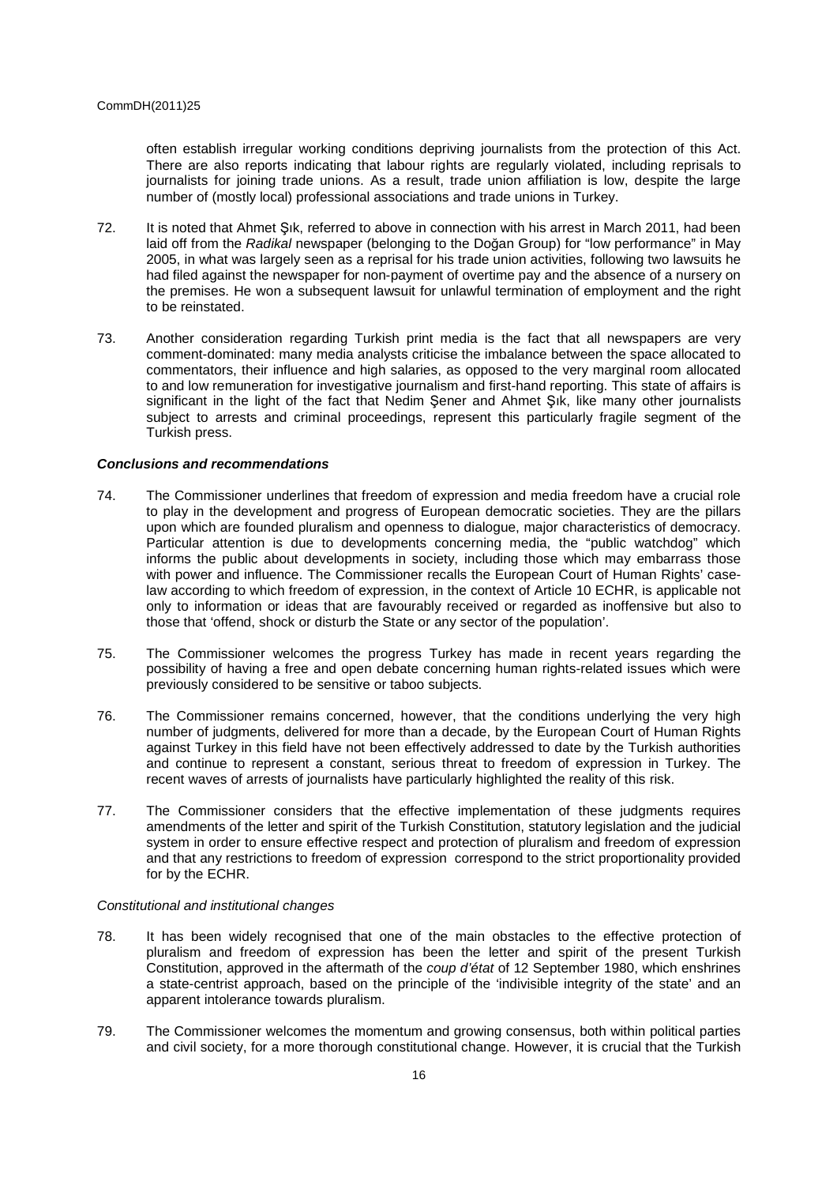often establish irregular working conditions depriving journalists from the protection of this Act. There are also reports indicating that labour rights are regularly violated, including reprisals to journalists for joining trade unions. As a result, trade union affiliation is low, despite the large number of (mostly local) professional associations and trade unions in Turkey.

72. It is noted that Ahmet Şık, referred to above in connection with his arrest in March 2011, had been laid off from the *Radikal* newspaper (belonging to the Doğan Group) for "low performance" in May 2005, in what was largely seen as a reprisal for his trade union activities, following two lawsuits he had filed against the newspaper for non-payment of overtime pay and the absence of a nursery on the premises. He won a subsequent lawsuit for unlawful termination of employment and the right to be reinstated.

73. Another consideration regarding Turkish print media is the fact that all newspapers are very comment-dominated: many media analysts criticise the imbalance between the space allocated to commentators, their influence and high salaries, as opposed to the very marginal room allocated to and low remuneration for investigative journalism and first-hand reporting. This state of affairs is significant in the light of the fact that Nedim Şener and Ahmet Şık, like many other journalists subject to arrests and criminal proceedings, represent this particularly fragile segment of the Turkish press.

### ***Conclusions and recommendations***

74. The Commissioner underlines that freedom of expression and media freedom have a crucial role to play in the development and progress of European democratic societies. They are the pillars upon which are founded pluralism and openness to dialogue, major characteristics of democracy. Particular attention is due to developments concerning media, the "public watchdog" which informs the public about developments in society, including those which may embarrass those with power and influence. The Commissioner recalls the European Court of Human Rights' case-law according to which freedom of expression, in the context of Article 10 ECHR, is applicable not only to information or ideas that are favourably received or regarded as inoffensive but also to those that 'offend, shock or disturb the State or any sector of the population'.

75. The Commissioner welcomes the progress Turkey has made in recent years regarding the possibility of having a free and open debate concerning human rights-related issues which were previously considered to be sensitive or taboo subjects.

76. The Commissioner remains concerned, however, that the conditions underlying the very high number of judgments, delivered for more than a decade, by the European Court of Human Rights against Turkey in this field have not been effectively addressed to date by the Turkish authorities and continue to represent a constant, serious threat to freedom of expression in Turkey. The recent waves of arrests of journalists have particularly highlighted the reality of this risk.

77. The Commissioner considers that the effective implementation of these judgments requires amendments of the letter and spirit of the Turkish Constitution, statutory legislation and the judicial system in order to ensure effective respect and protection of pluralism and freedom of expression and that any restrictions to freedom of expression correspond to the strict proportionality provided for by the ECHR.

#### *Constitutional and institutional changes*

78. It has been widely recognised that one of the main obstacles to the effective protection of pluralism and freedom of expression has been the letter and spirit of the present Turkish Constitution, approved in the aftermath of the *coup d'état* of 12 September 1980, which enshrines a state-centrist approach, based on the principle of the 'indivisible integrity of the state' and an apparent intolerance towards pluralism.

79. The Commissioner welcomes the momentum and growing consensus, both within political parties and civil society, for a more thorough constitutional change. However, it is crucial that the Turkish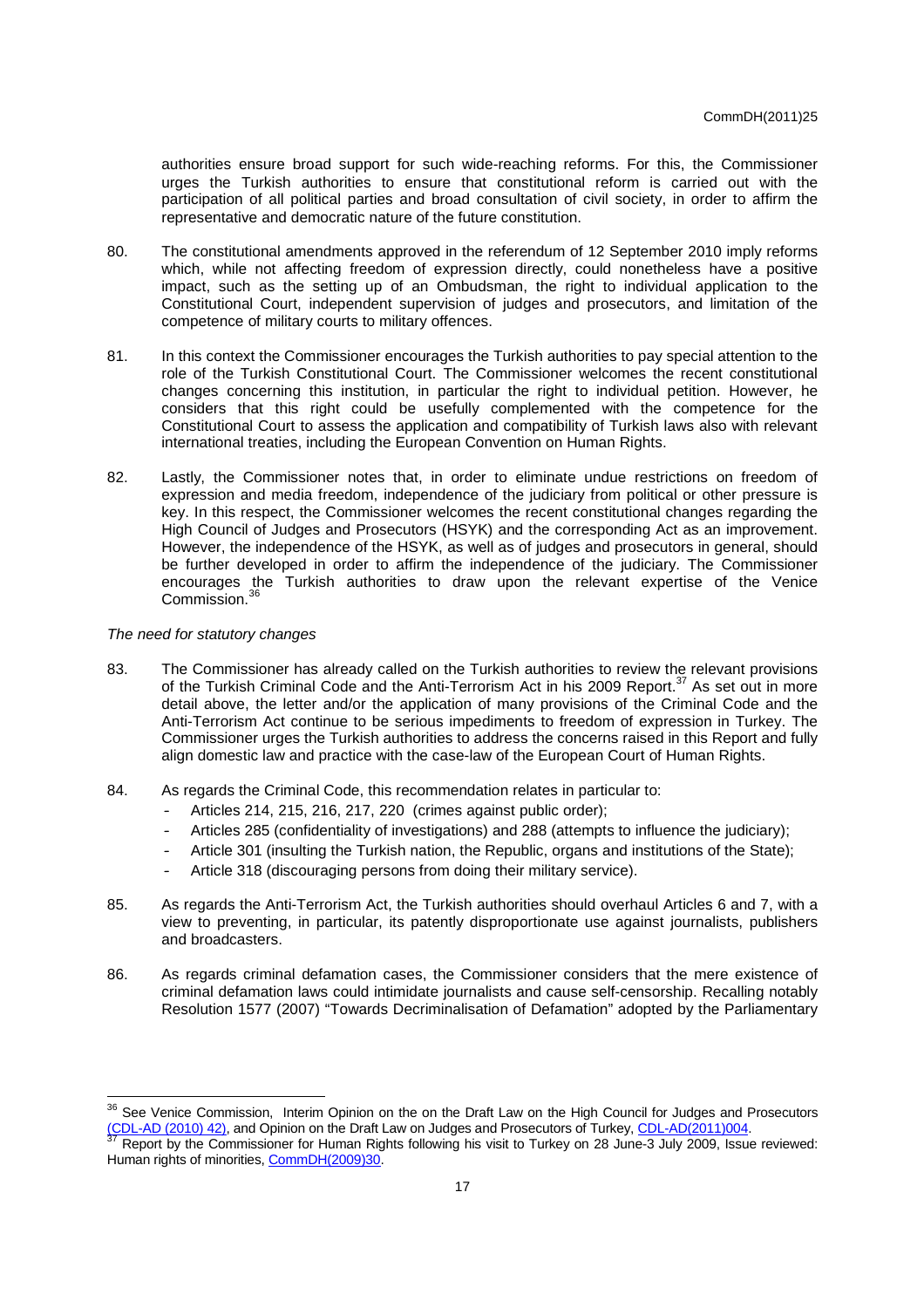authorities ensure broad support for such wide-reaching reforms. For this, the Commissioner urges the Turkish authorities to ensure that constitutional reform is carried out with the participation of all political parties and broad consultation of civil society, in order to affirm the representative and democratic nature of the future constitution.

80. The constitutional amendments approved in the referendum of 12 September 2010 imply reforms which, while not affecting freedom of expression directly, could nonetheless have a positive impact, such as the setting up of an Ombudsman, the right to individual application to the Constitutional Court, independent supervision of judges and prosecutors, and limitation of the competence of military courts to military offences.

81. In this context the Commissioner encourages the Turkish authorities to pay special attention to the role of the Turkish Constitutional Court. The Commissioner welcomes the recent constitutional changes concerning this institution, in particular the right to individual petition. However, he considers that this right could be usefully complemented with the competence for the Constitutional Court to assess the application and compatibility of Turkish laws also with relevant international treaties, including the European Convention on Human Rights.

82. Lastly, the Commissioner notes that, in order to eliminate undue restrictions on freedom of expression and media freedom, independence of the judiciary from political or other pressure is key. In this respect, the Commissioner welcomes the recent constitutional changes regarding the High Council of Judges and Prosecutors (HSYK) and the corresponding Act as an improvement. However, the independence of the HSYK, as well as of judges and prosecutors in general, should be further developed in order to affirm the independence of the judiciary. The Commissioner encourages the Turkish authorities to draw upon the relevant expertise of the Venice Commission.[36]

*The need for statutory changes*

83. The Commissioner has already called on the Turkish authorities to review the relevant provisions of the Turkish Criminal Code and the Anti-Terrorism Act in his 2009 Report.[37] As set out in more detail above, the letter and/or the application of many provisions of the Criminal Code and the Anti-Terrorism Act continue to be serious impediments to freedom of expression in Turkey. The Commissioner urges the Turkish authorities to address the concerns raised in this Report and fully align domestic law and practice with the case-law of the European Court of Human Rights.

84. As regards the Criminal Code, this recommendation relates in particular to:
   - Articles 214, 215, 216, 217, 220 (crimes against public order);
   - Articles 285 (confidentiality of investigations) and 288 (attempts to influence the judiciary);
   - Article 301 (insulting the Turkish nation, the Republic, organs and institutions of the State);
   - Article 318 (discouraging persons from doing their military service).

85. As regards the Anti-Terrorism Act, the Turkish authorities should overhaul Articles 6 and 7, with a view to preventing, in particular, its patently disproportionate use against journalists, publishers and broadcasters.

86. As regards criminal defamation cases, the Commissioner considers that the mere existence of criminal defamation laws could intimidate journalists and cause self-censorship. Recalling notably Resolution 1577 (2007) "Towards Decriminalisation of Defamation" adopted by the Parliamentary

---

[36] See Venice Commission, Interim Opinion on the on the Draft Law on the High Council for Judges and Prosecutors (CDL-AD (2010) 42), and Opinion on the Draft Law on Judges and Prosecutors of Turkey, CDL-AD(2011)004.

[37] Report by the Commissioner for Human Rights following his visit to Turkey on 28 June-3 July 2009, Issue reviewed: Human rights of minorities, CommDH(2009)30.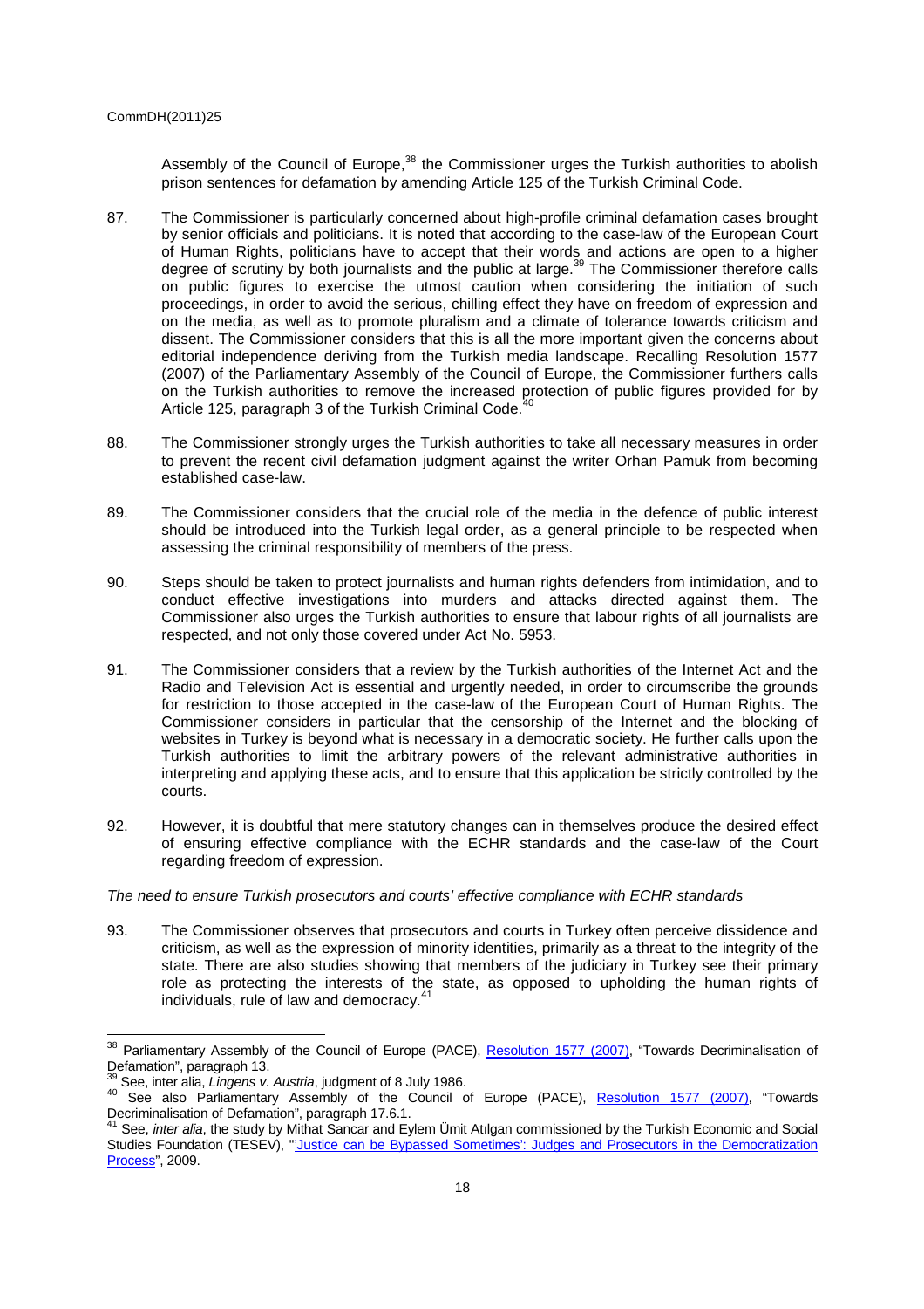Assembly of the Council of Europe,[38] the Commissioner urges the Turkish authorities to abolish prison sentences for defamation by amending Article 125 of the Turkish Criminal Code.

87. The Commissioner is particularly concerned about high-profile criminal defamation cases brought by senior officials and politicians. It is noted that according to the case-law of the European Court of Human Rights, politicians have to accept that their words and actions are open to a higher degree of scrutiny by both journalists and the public at large.[39] The Commissioner therefore calls on public figures to exercise the utmost caution when considering the initiation of such proceedings, in order to avoid the serious, chilling effect they have on freedom of expression and on the media, as well as to promote pluralism and a climate of tolerance towards criticism and dissent. The Commissioner considers that this is all the more important given the concerns about editorial independence deriving from the Turkish media landscape. Recalling Resolution 1577 (2007) of the Parliamentary Assembly of the Council of Europe, the Commissioner furthers calls on the Turkish authorities to remove the increased protection of public figures provided for by Article 125, paragraph 3 of the Turkish Criminal Code.[40]

88. The Commissioner strongly urges the Turkish authorities to take all necessary measures in order to prevent the recent civil defamation judgment against the writer Orhan Pamuk from becoming established case-law.

89. The Commissioner considers that the crucial role of the media in the defence of public interest should be introduced into the Turkish legal order, as a general principle to be respected when assessing the criminal responsibility of members of the press.

90. Steps should be taken to protect journalists and human rights defenders from intimidation, and to conduct effective investigations into murders and attacks directed against them. The Commissioner also urges the Turkish authorities to ensure that labour rights of all journalists are respected, and not only those covered under Act No. 5953.

91. The Commissioner considers that a review by the Turkish authorities of the Internet Act and the Radio and Television Act is essential and urgently needed, in order to circumscribe the grounds for restriction to those accepted in the case-law of the European Court of Human Rights. The Commissioner considers in particular that the censorship of the Internet and the blocking of websites in Turkey is beyond what is necessary in a democratic society. He further calls upon the Turkish authorities to limit the arbitrary powers of the relevant administrative authorities in interpreting and applying these acts, and to ensure that this application be strictly controlled by the courts.

92. However, it is doubtful that mere statutory changes can in themselves produce the desired effect of ensuring effective compliance with the ECHR standards and the case-law of the Court regarding freedom of expression.

*The need to ensure Turkish prosecutors and courts' effective compliance with ECHR standards*

93. The Commissioner observes that prosecutors and courts in Turkey often perceive dissidence and criticism, as well as the expression of minority identities, primarily as a threat to the integrity of the state. There are also studies showing that members of the judiciary in Turkey see their primary role as protecting the interests of the state, as opposed to upholding the human rights of individuals, rule of law and democracy.[41]

---

[38] Parliamentary Assembly of the Council of Europe (PACE), Resolution 1577 (2007), "Towards Decriminalisation of Defamation", paragraph 13.

[39] See, inter alia, *Lingens v. Austria*, judgment of 8 July 1986.

[40] See also Parliamentary Assembly of the Council of Europe (PACE), Resolution 1577 (2007), "Towards Decriminalisation of Defamation", paragraph 17.6.1.

[41] See, *inter alia*, the study by Mithat Sancar and Eylem Ümit Atılgan commissioned by the Turkish Economic and Social Studies Foundation (TESEV), "'Justice can be Bypassed Sometimes': Judges and Prosecutors in the Democratization Process", 2009.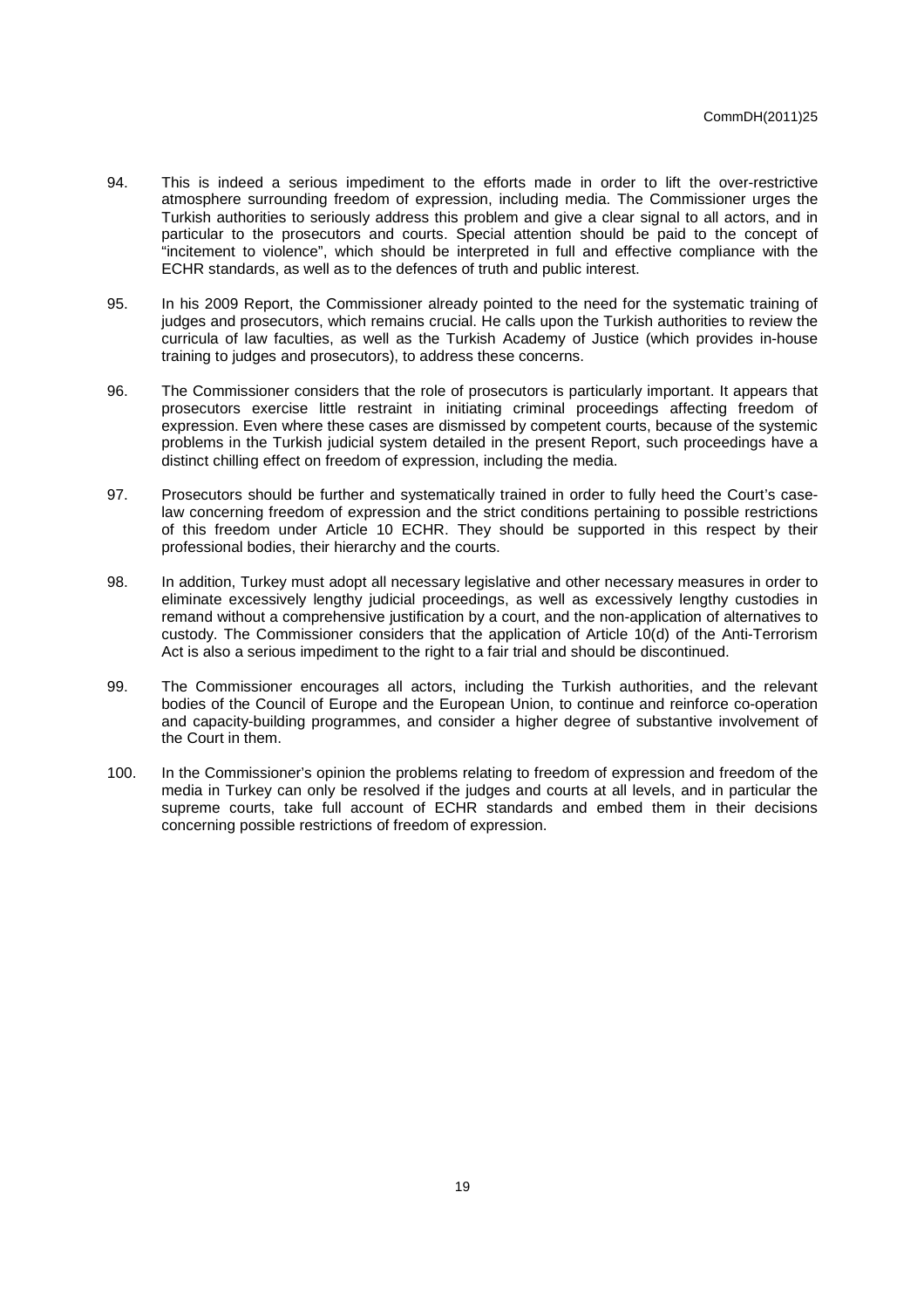94. This is indeed a serious impediment to the efforts made in order to lift the over-restrictive atmosphere surrounding freedom of expression, including media. The Commissioner urges the Turkish authorities to seriously address this problem and give a clear signal to all actors, and in particular to the prosecutors and courts. Special attention should be paid to the concept of "incitement to violence", which should be interpreted in full and effective compliance with the ECHR standards, as well as to the defences of truth and public interest.

95. In his 2009 Report, the Commissioner already pointed to the need for the systematic training of judges and prosecutors, which remains crucial. He calls upon the Turkish authorities to review the curricula of law faculties, as well as the Turkish Academy of Justice (which provides in-house training to judges and prosecutors), to address these concerns.

96. The Commissioner considers that the role of prosecutors is particularly important. It appears that prosecutors exercise little restraint in initiating criminal proceedings affecting freedom of expression. Even where these cases are dismissed by competent courts, because of the systemic problems in the Turkish judicial system detailed in the present Report, such proceedings have a distinct chilling effect on freedom of expression, including the media.

97. Prosecutors should be further and systematically trained in order to fully heed the Court's case-law concerning freedom of expression and the strict conditions pertaining to possible restrictions of this freedom under Article 10 ECHR. They should be supported in this respect by their professional bodies, their hierarchy and the courts.

98. In addition, Turkey must adopt all necessary legislative and other necessary measures in order to eliminate excessively lengthy judicial proceedings, as well as excessively lengthy custodies in remand without a comprehensive justification by a court, and the non-application of alternatives to custody. The Commissioner considers that the application of Article 10(d) of the Anti-Terrorism Act is also a serious impediment to the right to a fair trial and should be discontinued.

99. The Commissioner encourages all actors, including the Turkish authorities, and the relevant bodies of the Council of Europe and the European Union, to continue and reinforce co-operation and capacity-building programmes, and consider a higher degree of substantive involvement of the Court in them.

100. In the Commissioner's opinion the problems relating to freedom of expression and freedom of the media in Turkey can only be resolved if the judges and courts at all levels, and in particular the supreme courts, take full account of ECHR standards and embed them in their decisions concerning possible restrictions of freedom of expression.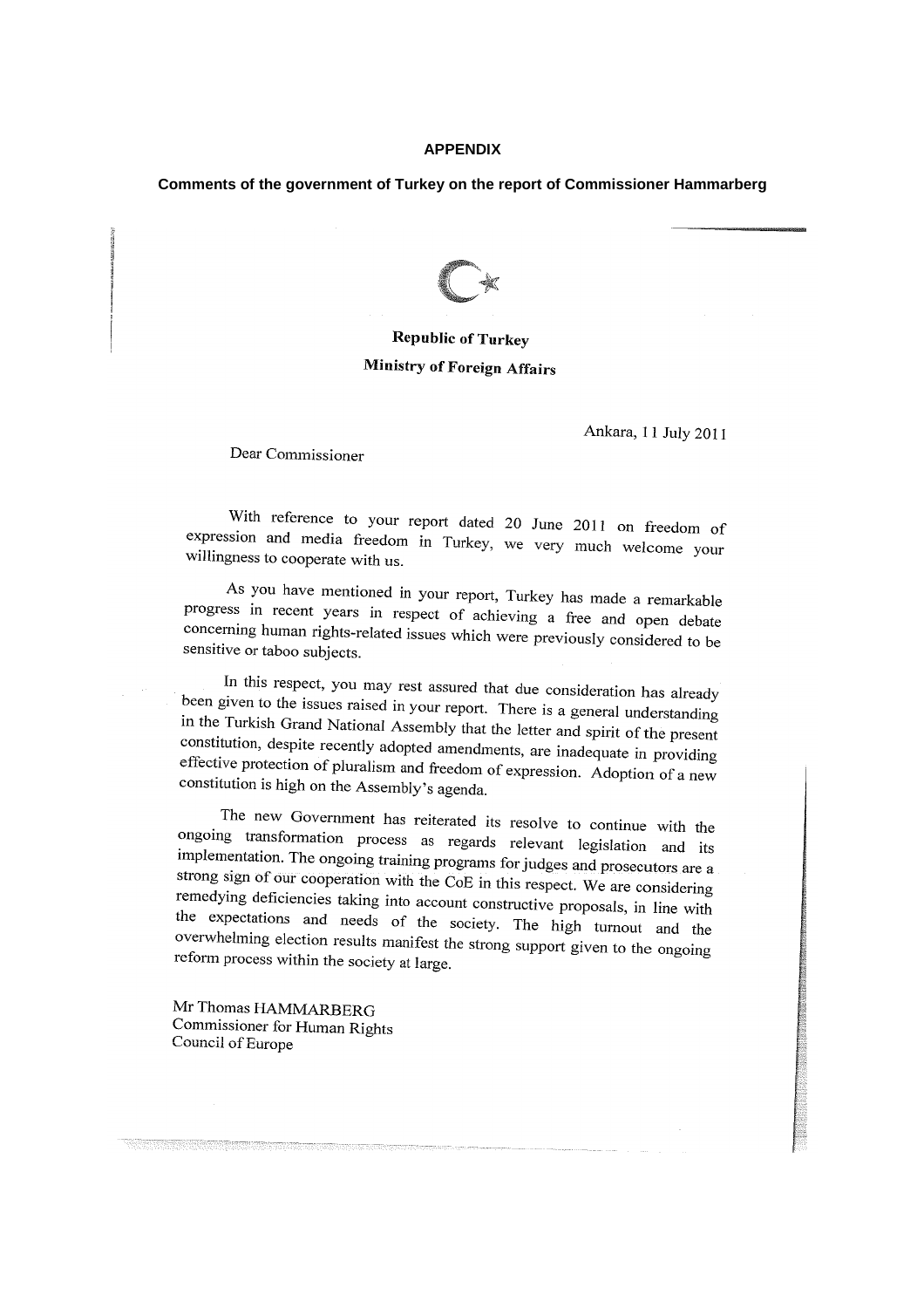## APPENDIX

### Comments of the government of Turkey on the report of Commissioner Hammarberg

**Republic of Turkey**

**Ministry of Foreign Affairs**

Ankara, 11 July 2011

Dear Commissioner

With reference to your report dated 20 June 2011 on freedom of expression and media freedom in Turkey, we very much welcome your willingness to cooperate with us.

As you have mentioned in your report, Turkey has made a remarkable progress in recent years in respect of achieving a free and open debate concerning human rights-related issues which were previously considered to be sensitive or taboo subjects.

In this respect, you may rest assured that due consideration has already been given to the issues raised in your report. There is a general understanding in the Turkish Grand National Assembly that the letter and spirit of the present constitution, despite recently adopted amendments, are inadequate in providing effective protection of pluralism and freedom of expression. Adoption of a new constitution is high on the Assembly's agenda.

The new Government has reiterated its resolve to continue with the ongoing transformation process as regards relevant legislation and its implementation. The ongoing training programs for judges and prosecutors are a strong sign of our cooperation with the CoE in this respect. We are considering remedying deficiencies taking into account constructive proposals, in line with the expectations and needs of the society. The high turnout and the overwhelming election results manifest the strong support given to the ongoing reform process within the society at large.

Mr Thomas HAMMARBERG
Commissioner for Human Rights
Council of Europe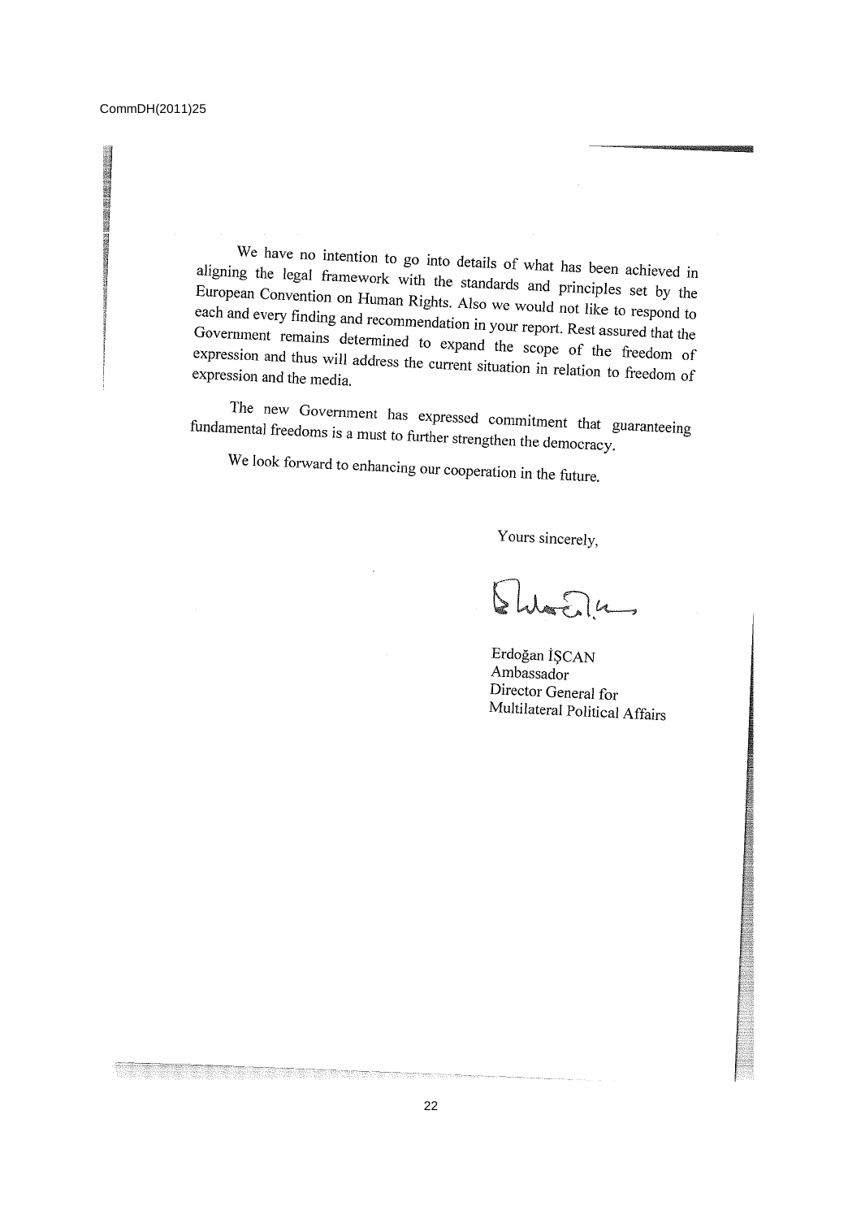We have no intention to go into details of what has been achieved in aligning the legal framework with the standards and principles set by the European Convention on Human Rights. Also we would not like to respond to each and every finding and recommendation in your report. Rest assured that the Government remains determined to expand the scope of the freedom of expression and thus will address the current situation in relation to freedom of expression and the media.

The new Government has expressed commitment that guaranteeing fundamental freedoms is a must to further strengthen the democracy.

We look forward to enhancing our cooperation in the future.

Yours sincerely,

Erdoğan İŞCAN
Ambassador
Director General for
Multilateral Political Affairs